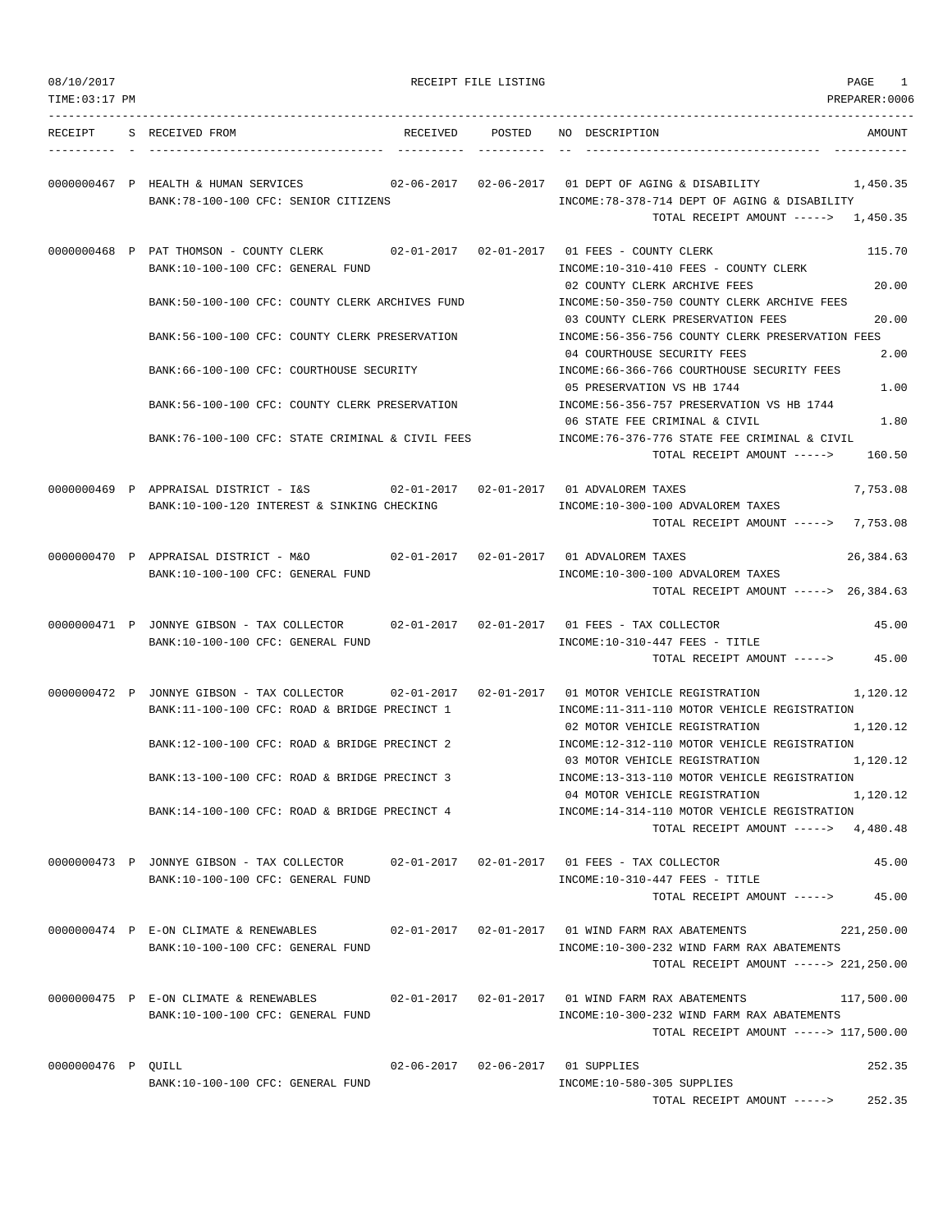08/10/2017 RECEIPT FILE LISTING

TIME:03:17 PM PREPARER:0006

| RECEIPT | S | RECEIVED FROM | RECEIVED | POSTED | NO | DESCRIPTION | AMOUNT |
|---|---|---|---|---|---|---|---|
| 0000000467 | P | HEALTH & HUMAN SERVICES | 02-06-2017 | 02-06-2017 | 01 | DEPT OF AGING & DISABILITY | 1,450.35 |
| | | BANK:78-100-100 CFC: SENIOR CITIZENS | | | | INCOME:78-378-714 DEPT OF AGING & DISABILITY | |
| | | | | | | TOTAL RECEIPT AMOUNT -----> | 1,450.35 |
| 0000000468 | P | PAT THOMSON - COUNTY CLERK | 02-01-2017 | 02-01-2017 | 01 | FEES - COUNTY CLERK | 115.70 |
| | | BANK:10-100-100 CFC: GENERAL FUND | | | | INCOME:10-310-410 FEES - COUNTY CLERK | |
| | | | | | 02 | COUNTY CLERK ARCHIVE FEES | 20.00 |
| | | BANK:50-100-100 CFC: COUNTY CLERK ARCHIVES FUND | | | | INCOME:50-350-750 COUNTY CLERK ARCHIVE FEES | |
| | | | | | 03 | COUNTY CLERK PRESERVATION FEES | 20.00 |
| | | BANK:56-100-100 CFC: COUNTY CLERK PRESERVATION | | | | INCOME:56-356-756 COUNTY CLERK PRESERVATION FEES | |
| | | | | | 04 | COURTHOUSE SECURITY FEES | 2.00 |
| | | BANK:66-100-100 CFC: COURTHOUSE SECURITY | | | | INCOME:66-366-766 COURTHOUSE SECURITY FEES | |
| | | | | | 05 | PRESERVATION VS HB 1744 | 1.00 |
| | | BANK:56-100-100 CFC: COUNTY CLERK PRESERVATION | | | | INCOME:56-356-757 PRESERVATION VS HB 1744 | |
| | | | | | 06 | STATE FEE CRIMINAL & CIVIL | 1.80 |
| | | BANK:76-100-100 CFC: STATE CRIMINAL & CIVIL FEES | | | | INCOME:76-376-776 STATE FEE CRIMINAL & CIVIL | |
| | | | | | | TOTAL RECEIPT AMOUNT -----> | 160.50 |
| 0000000469 | P | APPRAISAL DISTRICT - I&S | 02-01-2017 | 02-01-2017 | 01 | ADVALOREM TAXES | 7,753.08 |
| | | BANK:10-100-120 INTEREST & SINKING CHECKING | | | | INCOME:10-300-100 ADVALOREM TAXES | |
| | | | | | | TOTAL RECEIPT AMOUNT -----> | 7,753.08 |
| 0000000470 | P | APPRAISAL DISTRICT - M&O | 02-01-2017 | 02-01-2017 | 01 | ADVALOREM TAXES | 26,384.63 |
| | | BANK:10-100-100 CFC: GENERAL FUND | | | | INCOME:10-300-100 ADVALOREM TAXES | |
| | | | | | | TOTAL RECEIPT AMOUNT -----> | 26,384.63 |
| 0000000471 | P | JONNYE GIBSON - TAX COLLECTOR | 02-01-2017 | 02-01-2017 | 01 | FEES - TAX COLLECTOR | 45.00 |
| | | BANK:10-100-100 CFC: GENERAL FUND | | | | INCOME:10-310-447 FEES - TITLE | |
| | | | | | | TOTAL RECEIPT AMOUNT -----> | 45.00 |
| 0000000472 | P | JONNYE GIBSON - TAX COLLECTOR | 02-01-2017 | 02-01-2017 | 01 | MOTOR VEHICLE REGISTRATION | 1,120.12 |
| | | BANK:11-100-100 CFC: ROAD & BRIDGE PRECINCT 1 | | | | INCOME:11-311-110 MOTOR VEHICLE REGISTRATION | |
| | | | | | 02 | MOTOR VEHICLE REGISTRATION | 1,120.12 |
| | | BANK:12-100-100 CFC: ROAD & BRIDGE PRECINCT 2 | | | | INCOME:12-312-110 MOTOR VEHICLE REGISTRATION | |
| | | | | | 03 | MOTOR VEHICLE REGISTRATION | 1,120.12 |
| | | BANK:13-100-100 CFC: ROAD & BRIDGE PRECINCT 3 | | | | INCOME:13-313-110 MOTOR VEHICLE REGISTRATION | |
| | | | | | 04 | MOTOR VEHICLE REGISTRATION | 1,120.12 |
| | | BANK:14-100-100 CFC: ROAD & BRIDGE PRECINCT 4 | | | | INCOME:14-314-110 MOTOR VEHICLE REGISTRATION | |
| | | | | | | TOTAL RECEIPT AMOUNT -----> | 4,480.48 |
| 0000000473 | P | JONNYE GIBSON - TAX COLLECTOR | 02-01-2017 | 02-01-2017 | 01 | FEES - TAX COLLECTOR | 45.00 |
| | | BANK:10-100-100 CFC: GENERAL FUND | | | | INCOME:10-310-447 FEES - TITLE | |
| | | | | | | TOTAL RECEIPT AMOUNT -----> | 45.00 |
| 0000000474 | P | E-ON CLIMATE & RENEWABLES | 02-01-2017 | 02-01-2017 | 01 | WIND FARM RAX ABATEMENTS | 221,250.00 |
| | | BANK:10-100-100 CFC: GENERAL FUND | | | | INCOME:10-300-232 WIND FARM RAX ABATEMENTS | |
| | | | | | | TOTAL RECEIPT AMOUNT -----> | 221,250.00 |
| 0000000475 | P | E-ON CLIMATE & RENEWABLES | 02-01-2017 | 02-01-2017 | 01 | WIND FARM RAX ABATEMENTS | 117,500.00 |
| | | BANK:10-100-100 CFC: GENERAL FUND | | | | INCOME:10-300-232 WIND FARM RAX ABATEMENTS | |
| | | | | | | TOTAL RECEIPT AMOUNT -----> | 117,500.00 |
| 0000000476 | P | QUILL | 02-06-2017 | 02-06-2017 | 01 | SUPPLIES | 252.35 |
| | | BANK:10-100-100 CFC: GENERAL FUND | | | | INCOME:10-580-305 SUPPLIES | |
| | | | | | | TOTAL RECEIPT AMOUNT -----> | 252.35 |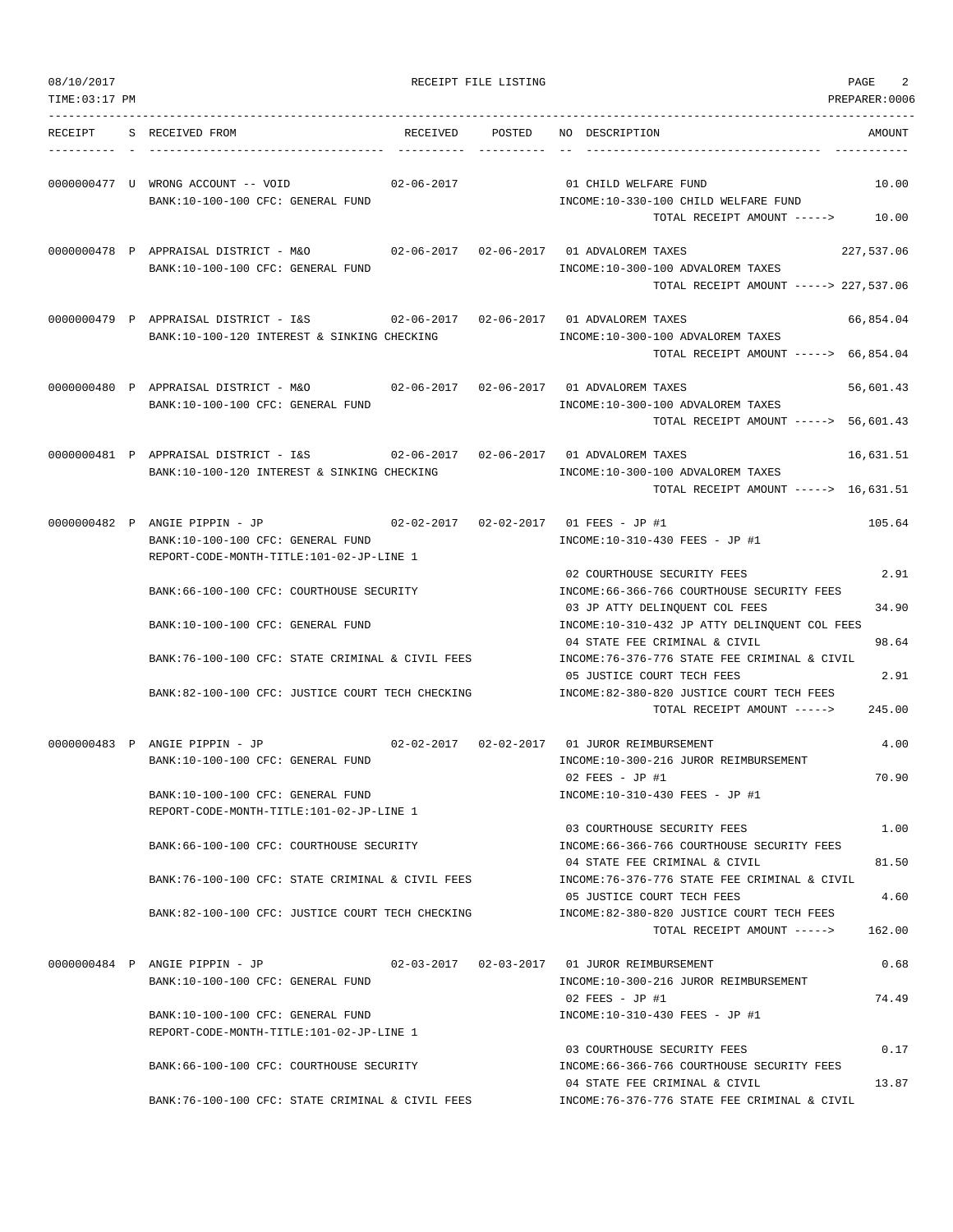08/10/2017 RECEIPT FILE LISTING

TIME:03:17 PM PREPARER:0006

| RECEIPT | S | RECEIVED FROM | RECEIVED | POSTED | NO | DESCRIPTION | AMOUNT |
|---|---|---|---|---|---|---|---|
| 0000000477 | U | WRONG ACCOUNT -- VOID | 02-06-2017 | | 01 | CHILD WELFARE FUND | 10.00 |
| | | BANK:10-100-100 CFC: GENERAL FUND | | | | INCOME:10-330-100 CHILD WELFARE FUND | |
| | | | | | | TOTAL RECEIPT AMOUNT -----> | 10.00 |
| 0000000478 | P | APPRAISAL DISTRICT - M&O | 02-06-2017 | 02-06-2017 | 01 | ADVALOREM TAXES | 227,537.06 |
| | | BANK:10-100-100 CFC: GENERAL FUND | | | | INCOME:10-300-100 ADVALOREM TAXES | |
| | | | | | | TOTAL RECEIPT AMOUNT -----> | 227,537.06 |
| 0000000479 | P | APPRAISAL DISTRICT - I&S | 02-06-2017 | 02-06-2017 | 01 | ADVALOREM TAXES | 66,854.04 |
| | | BANK:10-100-120 INTEREST & SINKING CHECKING | | | | INCOME:10-300-100 ADVALOREM TAXES | |
| | | | | | | TOTAL RECEIPT AMOUNT -----> | 66,854.04 |
| 0000000480 | P | APPRAISAL DISTRICT - M&O | 02-06-2017 | 02-06-2017 | 01 | ADVALOREM TAXES | 56,601.43 |
| | | BANK:10-100-100 CFC: GENERAL FUND | | | | INCOME:10-300-100 ADVALOREM TAXES | |
| | | | | | | TOTAL RECEIPT AMOUNT -----> | 56,601.43 |
| 0000000481 | P | APPRAISAL DISTRICT - I&S | 02-06-2017 | 02-06-2017 | 01 | ADVALOREM TAXES | 16,631.51 |
| | | BANK:10-100-120 INTEREST & SINKING CHECKING | | | | INCOME:10-300-100 ADVALOREM TAXES | |
| | | | | | | TOTAL RECEIPT AMOUNT -----> | 16,631.51 |
| 0000000482 | P | ANGIE PIPPIN - JP | 02-02-2017 | 02-02-2017 | 01 | FEES - JP #1 | 105.64 |
| | | BANK:10-100-100 CFC: GENERAL FUND | | | | INCOME:10-310-430 FEES - JP #1 | |
| | | REPORT-CODE-MONTH-TITLE:101-02-JP-LINE 1 | | | | | |
| | | | | | 02 | COURTHOUSE SECURITY FEES | 2.91 |
| | | BANK:66-100-100 CFC: COURTHOUSE SECURITY | | | | INCOME:66-366-766 COURTHOUSE SECURITY FEES | |
| | | | | | 03 | JP ATTY DELINQUENT COL FEES | 34.90 |
| | | BANK:10-100-100 CFC: GENERAL FUND | | | | INCOME:10-310-432 JP ATTY DELINQUENT COL FEES | |
| | | | | | 04 | STATE FEE CRIMINAL & CIVIL | 98.64 |
| | | BANK:76-100-100 CFC: STATE CRIMINAL & CIVIL FEES | | | | INCOME:76-376-776 STATE FEE CRIMINAL & CIVIL | |
| | | | | | 05 | JUSTICE COURT TECH FEES | 2.91 |
| | | BANK:82-100-100 CFC: JUSTICE COURT TECH CHECKING | | | | INCOME:82-380-820 JUSTICE COURT TECH FEES | |
| | | | | | | TOTAL RECEIPT AMOUNT -----> | 245.00 |
| 0000000483 | P | ANGIE PIPPIN - JP | 02-02-2017 | 02-02-2017 | 01 | JUROR REIMBURSEMENT | 4.00 |
| | | BANK:10-100-100 CFC: GENERAL FUND | | | | INCOME:10-300-216 JUROR REIMBURSEMENT | |
| | | | | | 02 | FEES - JP #1 | 70.90 |
| | | BANK:10-100-100 CFC: GENERAL FUND | | | | INCOME:10-310-430 FEES - JP #1 | |
| | | REPORT-CODE-MONTH-TITLE:101-02-JP-LINE 1 | | | | | |
| | | | | | 03 | COURTHOUSE SECURITY FEES | 1.00 |
| | | BANK:66-100-100 CFC: COURTHOUSE SECURITY | | | | INCOME:66-366-766 COURTHOUSE SECURITY FEES | |
| | | | | | 04 | STATE FEE CRIMINAL & CIVIL | 81.50 |
| | | BANK:76-100-100 CFC: STATE CRIMINAL & CIVIL FEES | | | | INCOME:76-376-776 STATE FEE CRIMINAL & CIVIL | |
| | | | | | 05 | JUSTICE COURT TECH FEES | 4.60 |
| | | BANK:82-100-100 CFC: JUSTICE COURT TECH CHECKING | | | | INCOME:82-380-820 JUSTICE COURT TECH FEES | |
| | | | | | | TOTAL RECEIPT AMOUNT -----> | 162.00 |
| 0000000484 | P | ANGIE PIPPIN - JP | 02-03-2017 | 02-03-2017 | 01 | JUROR REIMBURSEMENT | 0.68 |
| | | BANK:10-100-100 CFC: GENERAL FUND | | | | INCOME:10-300-216 JUROR REIMBURSEMENT | |
| | | | | | 02 | FEES - JP #1 | 74.49 |
| | | BANK:10-100-100 CFC: GENERAL FUND | | | | INCOME:10-310-430 FEES - JP #1 | |
| | | REPORT-CODE-MONTH-TITLE:101-02-JP-LINE 1 | | | | | |
| | | | | | 03 | COURTHOUSE SECURITY FEES | 0.17 |
| | | BANK:66-100-100 CFC: COURTHOUSE SECURITY | | | | INCOME:66-366-766 COURTHOUSE SECURITY FEES | |
| | | | | | 04 | STATE FEE CRIMINAL & CIVIL | 13.87 |
| | | BANK:76-100-100 CFC: STATE CRIMINAL & CIVIL FEES | | | | INCOME:76-376-776 STATE FEE CRIMINAL & CIVIL | |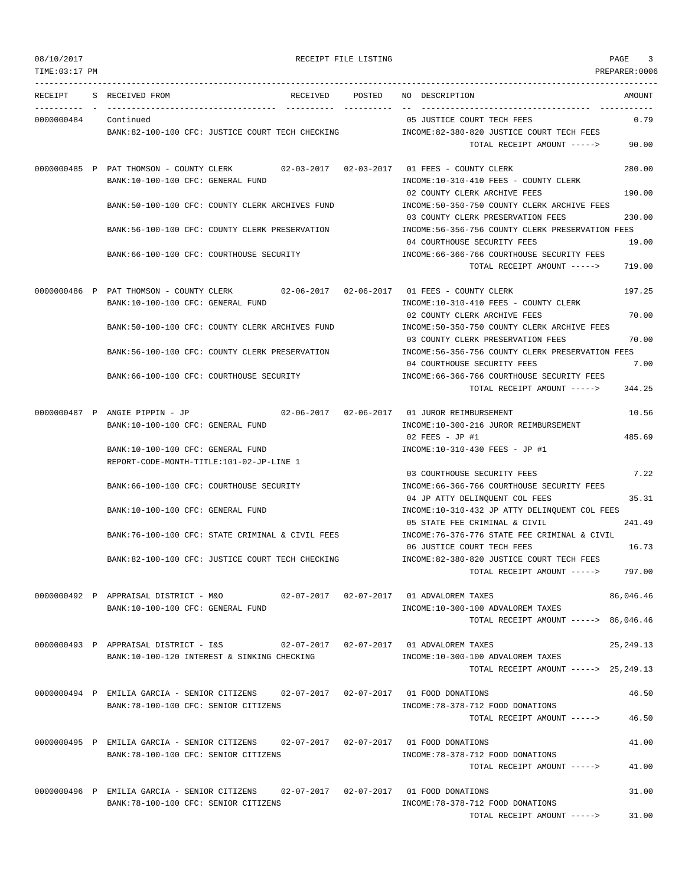RECEIPT FILE LISTING

08/10/2017
TIME:03:17 PM
PREPARER:0006

| RECEIPT | S | RECEIVED FROM | RECEIVED | POSTED | NO DESCRIPTION | AMOUNT |
|---|---|---|---|---|---|---|
| 0000000484 | | Continued | | | 05 JUSTICE COURT TECH FEES | 0.79 |
| | | BANK:82-100-100 CFC: JUSTICE COURT TECH CHECKING | | | INCOME:82-380-820 JUSTICE COURT TECH FEES | |
| | | | | | TOTAL RECEIPT AMOUNT -----> | 90.00 |
| 0000000485 | P | PAT THOMSON - COUNTY CLERK | 02-03-2017 | 02-03-2017 | 01 FEES - COUNTY CLERK | 280.00 |
| | | BANK:10-100-100 CFC: GENERAL FUND | | | INCOME:10-310-410 FEES - COUNTY CLERK | |
| | | | | | 02 COUNTY CLERK ARCHIVE FEES | 190.00 |
| | | BANK:50-100-100 CFC: COUNTY CLERK ARCHIVES FUND | | | INCOME:50-350-750 COUNTY CLERK ARCHIVE FEES | |
| | | | | | 03 COUNTY CLERK PRESERVATION FEES | 230.00 |
| | | BANK:56-100-100 CFC: COUNTY CLERK PRESERVATION | | | INCOME:56-356-756 COUNTY CLERK PRESERVATION FEES | |
| | | | | | 04 COURTHOUSE SECURITY FEES | 19.00 |
| | | BANK:66-100-100 CFC: COURTHOUSE SECURITY | | | INCOME:66-366-766 COURTHOUSE SECURITY FEES | |
| | | | | | TOTAL RECEIPT AMOUNT -----> | 719.00 |
| 0000000486 | P | PAT THOMSON - COUNTY CLERK | 02-06-2017 | 02-06-2017 | 01 FEES - COUNTY CLERK | 197.25 |
| | | BANK:10-100-100 CFC: GENERAL FUND | | | INCOME:10-310-410 FEES - COUNTY CLERK | |
| | | | | | 02 COUNTY CLERK ARCHIVE FEES | 70.00 |
| | | BANK:50-100-100 CFC: COUNTY CLERK ARCHIVES FUND | | | INCOME:50-350-750 COUNTY CLERK ARCHIVE FEES | |
| | | | | | 03 COUNTY CLERK PRESERVATION FEES | 70.00 |
| | | BANK:56-100-100 CFC: COUNTY CLERK PRESERVATION | | | INCOME:56-356-756 COUNTY CLERK PRESERVATION FEES | |
| | | | | | 04 COURTHOUSE SECURITY FEES | 7.00 |
| | | BANK:66-100-100 CFC: COURTHOUSE SECURITY | | | INCOME:66-366-766 COURTHOUSE SECURITY FEES | |
| | | | | | TOTAL RECEIPT AMOUNT -----> | 344.25 |
| 0000000487 | P | ANGIE PIPPIN - JP | 02-06-2017 | 02-06-2017 | 01 JUROR REIMBURSEMENT | 10.56 |
| | | BANK:10-100-100 CFC: GENERAL FUND | | | INCOME:10-300-216 JUROR REIMBURSEMENT | |
| | | | | | 02 FEES - JP #1 | 485.69 |
| | | BANK:10-100-100 CFC: GENERAL FUND | | | INCOME:10-310-430 FEES - JP #1 | |
| | | REPORT-CODE-MONTH-TITLE:101-02-JP-LINE 1 | | | | |
| | | | | | 03 COURTHOUSE SECURITY FEES | 7.22 |
| | | BANK:66-100-100 CFC: COURTHOUSE SECURITY | | | INCOME:66-366-766 COURTHOUSE SECURITY FEES | |
| | | | | | 04 JP ATTY DELINQUENT COL FEES | 35.31 |
| | | BANK:10-100-100 CFC: GENERAL FUND | | | INCOME:10-310-432 JP ATTY DELINQUENT COL FEES | |
| | | | | | 05 STATE FEE CRIMINAL & CIVIL | 241.49 |
| | | BANK:76-100-100 CFC: STATE CRIMINAL & CIVIL FEES | | | INCOME:76-376-776 STATE FEE CRIMINAL & CIVIL | |
| | | | | | 06 JUSTICE COURT TECH FEES | 16.73 |
| | | BANK:82-100-100 CFC: JUSTICE COURT TECH CHECKING | | | INCOME:82-380-820 JUSTICE COURT TECH FEES | |
| | | | | | TOTAL RECEIPT AMOUNT -----> | 797.00 |
| 0000000492 | P | APPRAISAL DISTRICT - M&O | 02-07-2017 | 02-07-2017 | 01 ADVALOREM TAXES | 86,046.46 |
| | | BANK:10-100-100 CFC: GENERAL FUND | | | INCOME:10-300-100 ADVALOREM TAXES | |
| | | | | | TOTAL RECEIPT AMOUNT -----> | 86,046.46 |
| 0000000493 | P | APPRAISAL DISTRICT - I&S | 02-07-2017 | 02-07-2017 | 01 ADVALOREM TAXES | 25,249.13 |
| | | BANK:10-100-120 INTEREST & SINKING CHECKING | | | INCOME:10-300-100 ADVALOREM TAXES | |
| | | | | | TOTAL RECEIPT AMOUNT -----> | 25,249.13 |
| 0000000494 | P | EMILIA GARCIA - SENIOR CITIZENS | 02-07-2017 | 02-07-2017 | 01 FOOD DONATIONS | 46.50 |
| | | BANK:78-100-100 CFC: SENIOR CITIZENS | | | INCOME:78-378-712 FOOD DONATIONS | |
| | | | | | TOTAL RECEIPT AMOUNT -----> | 46.50 |
| 0000000495 | P | EMILIA GARCIA - SENIOR CITIZENS | 02-07-2017 | 02-07-2017 | 01 FOOD DONATIONS | 41.00 |
| | | BANK:78-100-100 CFC: SENIOR CITIZENS | | | INCOME:78-378-712 FOOD DONATIONS | |
| | | | | | TOTAL RECEIPT AMOUNT -----> | 41.00 |
| 0000000496 | P | EMILIA GARCIA - SENIOR CITIZENS | 02-07-2017 | 02-07-2017 | 01 FOOD DONATIONS | 31.00 |
| | | BANK:78-100-100 CFC: SENIOR CITIZENS | | | INCOME:78-378-712 FOOD DONATIONS | |
| | | | | | TOTAL RECEIPT AMOUNT -----> | 31.00 |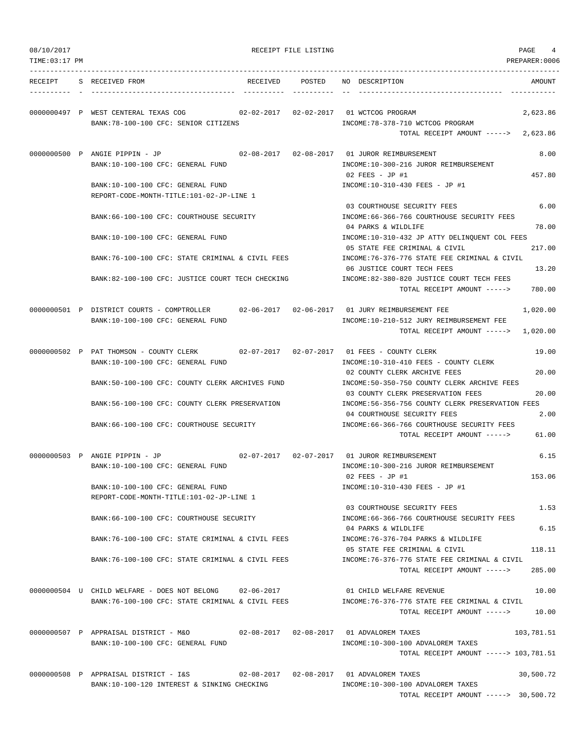RECEIPT FILE LISTING

TIME:03:17 PM    PREPARER:0006

08/10/2017

| RECEIPT | S | RECEIVED FROM | RECEIVED | POSTED | NO | DESCRIPTION | AMOUNT |
|---|---|---|---|---|---|---|---|
| 0000000497 | P | WEST CENTERAL TEXAS COG | 02-02-2017 | 02-02-2017 | 01 | WCTCOG PROGRAM | 2,623.86 |
| | | BANK:78-100-100 CFC: SENIOR CITIZENS | | | | INCOME:78-378-710 WCTCOG PROGRAM | |
| | | | | | | TOTAL RECEIPT AMOUNT -----> | 2,623.86 |
| 0000000500 | P | ANGIE PIPPIN - JP | 02-08-2017 | 02-08-2017 | 01 | JUROR REIMBURSEMENT | 8.00 |
| | | BANK:10-100-100 CFC: GENERAL FUND | | | | INCOME:10-300-216 JUROR REIMBURSEMENT | |
| | | | | | 02 | FEES - JP #1 | 457.80 |
| | | BANK:10-100-100 CFC: GENERAL FUND | | | | INCOME:10-310-430 FEES - JP #1 | |
| | | REPORT-CODE-MONTH-TITLE:101-02-JP-LINE 1 | | | | | |
| | | | | | 03 | COURTHOUSE SECURITY FEES | 6.00 |
| | | BANK:66-100-100 CFC: COURTHOUSE SECURITY | | | | INCOME:66-366-766 COURTHOUSE SECURITY FEES | |
| | | | | | 04 | PARKS & WILDLIFE | 78.00 |
| | | BANK:10-100-100 CFC: GENERAL FUND | | | | INCOME:10-310-432 JP ATTY DELINQUENT COL FEES | |
| | | | | | 05 | STATE FEE CRIMINAL & CIVIL | 217.00 |
| | | BANK:76-100-100 CFC: STATE CRIMINAL & CIVIL FEES | | | | INCOME:76-376-776 STATE FEE CRIMINAL & CIVIL | |
| | | | | | 06 | JUSTICE COURT TECH FEES | 13.20 |
| | | BANK:82-100-100 CFC: JUSTICE COURT TECH CHECKING | | | | INCOME:82-380-820 JUSTICE COURT TECH FEES | |
| | | | | | | TOTAL RECEIPT AMOUNT -----> | 780.00 |
| 0000000501 | P | DISTRICT COURTS - COMPTROLLER | 02-06-2017 | 02-06-2017 | 01 | JURY REIMBURSEMENT FEE | 1,020.00 |
| | | BANK:10-100-100 CFC: GENERAL FUND | | | | INCOME:10-210-512 JURY REIMBURSEMENT FEE | |
| | | | | | | TOTAL RECEIPT AMOUNT -----> | 1,020.00 |
| 0000000502 | P | PAT THOMSON - COUNTY CLERK | 02-07-2017 | 02-07-2017 | 01 | FEES - COUNTY CLERK | 19.00 |
| | | BANK:10-100-100 CFC: GENERAL FUND | | | | INCOME:10-310-410 FEES - COUNTY CLERK | |
| | | | | | 02 | COUNTY CLERK ARCHIVE FEES | 20.00 |
| | | BANK:50-100-100 CFC: COUNTY CLERK ARCHIVES FUND | | | | INCOME:50-350-750 COUNTY CLERK ARCHIVE FEES | |
| | | | | | 03 | COUNTY CLERK PRESERVATION FEES | 20.00 |
| | | BANK:56-100-100 CFC: COUNTY CLERK PRESERVATION | | | | INCOME:56-356-756 COUNTY CLERK PRESERVATION FEES | |
| | | | | | 04 | COURTHOUSE SECURITY FEES | 2.00 |
| | | BANK:66-100-100 CFC: COURTHOUSE SECURITY | | | | INCOME:66-366-766 COURTHOUSE SECURITY FEES | |
| | | | | | | TOTAL RECEIPT AMOUNT -----> | 61.00 |
| 0000000503 | P | ANGIE PIPPIN - JP | 02-07-2017 | 02-07-2017 | 01 | JUROR REIMBURSEMENT | 6.15 |
| | | BANK:10-100-100 CFC: GENERAL FUND | | | | INCOME:10-300-216 JUROR REIMBURSEMENT | |
| | | | | | 02 | FEES - JP #1 | 153.06 |
| | | BANK:10-100-100 CFC: GENERAL FUND | | | | INCOME:10-310-430 FEES - JP #1 | |
| | | REPORT-CODE-MONTH-TITLE:101-02-JP-LINE 1 | | | | | |
| | | | | | 03 | COURTHOUSE SECURITY FEES | 1.53 |
| | | BANK:66-100-100 CFC: COURTHOUSE SECURITY | | | | INCOME:66-366-766 COURTHOUSE SECURITY FEES | |
| | | | | | 04 | PARKS & WILDLIFE | 6.15 |
| | | BANK:76-100-100 CFC: STATE CRIMINAL & CIVIL FEES | | | | INCOME:76-376-704 PARKS & WILDLIFE | |
| | | | | | 05 | STATE FEE CRIMINAL & CIVIL | 118.11 |
| | | BANK:76-100-100 CFC: STATE CRIMINAL & CIVIL FEES | | | | INCOME:76-376-776 STATE FEE CRIMINAL & CIVIL | |
| | | | | | | TOTAL RECEIPT AMOUNT -----> | 285.00 |
| 0000000504 | U | CHILD WELFARE - DOES NOT BELONG | 02-06-2017 | | 01 | CHILD WELFARE REVENUE | 10.00 |
| | | BANK:76-100-100 CFC: STATE CRIMINAL & CIVIL FEES | | | | INCOME:76-376-776 STATE FEE CRIMINAL & CIVIL | |
| | | | | | | TOTAL RECEIPT AMOUNT -----> | 10.00 |
| 0000000507 | P | APPRAISAL DISTRICT - M&O | 02-08-2017 | 02-08-2017 | 01 | ADVALOREM TAXES | 103,781.51 |
| | | BANK:10-100-100 CFC: GENERAL FUND | | | | INCOME:10-300-100 ADVALOREM TAXES | |
| | | | | | | TOTAL RECEIPT AMOUNT -----> | 103,781.51 |
| 0000000508 | P | APPRAISAL DISTRICT - I&S | 02-08-2017 | 02-08-2017 | 01 | ADVALOREM TAXES | 30,500.72 |
| | | BANK:10-100-120 INTEREST & SINKING CHECKING | | | | INCOME:10-300-100 ADVALOREM TAXES | |
| | | | | | | TOTAL RECEIPT AMOUNT -----> | 30,500.72 |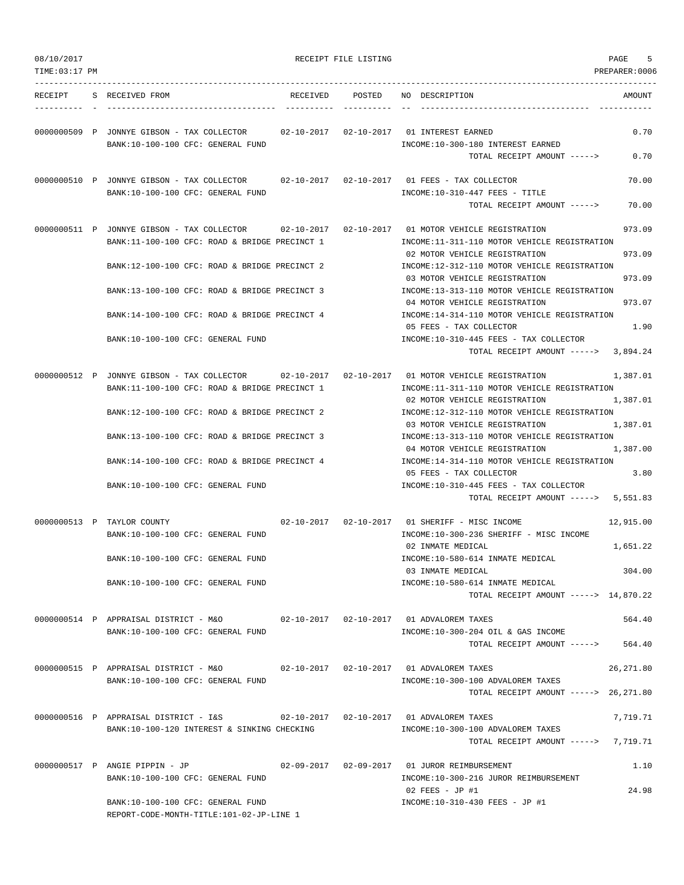RECEIPT FILE LISTING

| RECEIPT | S | RECEIVED FROM | RECEIVED | POSTED | NO | DESCRIPTION | AMOUNT |
|---|---|---|---|---|---|---|---|
| 0000000509 | P | JONNYE GIBSON - TAX COLLECTOR | 02-10-2017 | 02-10-2017 | 01 | INTEREST EARNED | 0.70 |
| | | BANK:10-100-100 CFC: GENERAL FUND | | | | INCOME:10-300-180 INTEREST EARNED | |
| | | | | | | TOTAL RECEIPT AMOUNT -----> | 0.70 |
| 0000000510 | P | JONNYE GIBSON - TAX COLLECTOR | 02-10-2017 | 02-10-2017 | 01 | FEES - TAX COLLECTOR | 70.00 |
| | | BANK:10-100-100 CFC: GENERAL FUND | | | | INCOME:10-310-447 FEES - TITLE | |
| | | | | | | TOTAL RECEIPT AMOUNT -----> | 70.00 |
| 0000000511 | P | JONNYE GIBSON - TAX COLLECTOR | 02-10-2017 | 02-10-2017 | 01 | MOTOR VEHICLE REGISTRATION | 973.09 |
| | | BANK:11-100-100 CFC: ROAD & BRIDGE PRECINCT 1 | | | | INCOME:11-311-110 MOTOR VEHICLE REGISTRATION | |
| | | | | | 02 | MOTOR VEHICLE REGISTRATION | 973.09 |
| | | BANK:12-100-100 CFC: ROAD & BRIDGE PRECINCT 2 | | | | INCOME:12-312-110 MOTOR VEHICLE REGISTRATION | |
| | | | | | 03 | MOTOR VEHICLE REGISTRATION | 973.09 |
| | | BANK:13-100-100 CFC: ROAD & BRIDGE PRECINCT 3 | | | | INCOME:13-313-110 MOTOR VEHICLE REGISTRATION | |
| | | | | | 04 | MOTOR VEHICLE REGISTRATION | 973.07 |
| | | BANK:14-100-100 CFC: ROAD & BRIDGE PRECINCT 4 | | | | INCOME:14-314-110 MOTOR VEHICLE REGISTRATION | |
| | | | | | 05 | FEES - TAX COLLECTOR | 1.90 |
| | | BANK:10-100-100 CFC: GENERAL FUND | | | | INCOME:10-310-445 FEES - TAX COLLECTOR | |
| | | | | | | TOTAL RECEIPT AMOUNT -----> | 3,894.24 |
| 0000000512 | P | JONNYE GIBSON - TAX COLLECTOR | 02-10-2017 | 02-10-2017 | 01 | MOTOR VEHICLE REGISTRATION | 1,387.01 |
| | | BANK:11-100-100 CFC: ROAD & BRIDGE PRECINCT 1 | | | | INCOME:11-311-110 MOTOR VEHICLE REGISTRATION | |
| | | | | | 02 | MOTOR VEHICLE REGISTRATION | 1,387.01 |
| | | BANK:12-100-100 CFC: ROAD & BRIDGE PRECINCT 2 | | | | INCOME:12-312-110 MOTOR VEHICLE REGISTRATION | |
| | | | | | 03 | MOTOR VEHICLE REGISTRATION | 1,387.01 |
| | | BANK:13-100-100 CFC: ROAD & BRIDGE PRECINCT 3 | | | | INCOME:13-313-110 MOTOR VEHICLE REGISTRATION | |
| | | | | | 04 | MOTOR VEHICLE REGISTRATION | 1,387.00 |
| | | BANK:14-100-100 CFC: ROAD & BRIDGE PRECINCT 4 | | | | INCOME:14-314-110 MOTOR VEHICLE REGISTRATION | |
| | | | | | 05 | FEES - TAX COLLECTOR | 3.80 |
| | | BANK:10-100-100 CFC: GENERAL FUND | | | | INCOME:10-310-445 FEES - TAX COLLECTOR | |
| | | | | | | TOTAL RECEIPT AMOUNT -----> | 5,551.83 |
| 0000000513 | P | TAYLOR COUNTY | 02-10-2017 | 02-10-2017 | 01 | SHERIFF - MISC INCOME | 12,915.00 |
| | | BANK:10-100-100 CFC: GENERAL FUND | | | | INCOME:10-300-236 SHERIFF - MISC INCOME | |
| | | | | | 02 | INMATE MEDICAL | 1,651.22 |
| | | BANK:10-100-100 CFC: GENERAL FUND | | | | INCOME:10-580-614 INMATE MEDICAL | |
| | | | | | 03 | INMATE MEDICAL | 304.00 |
| | | BANK:10-100-100 CFC: GENERAL FUND | | | | INCOME:10-580-614 INMATE MEDICAL | |
| | | | | | | TOTAL RECEIPT AMOUNT -----> | 14,870.22 |
| 0000000514 | P | APPRAISAL DISTRICT - M&O | 02-10-2017 | 02-10-2017 | 01 | ADVALOREM TAXES | 564.40 |
| | | BANK:10-100-100 CFC: GENERAL FUND | | | | INCOME:10-300-204 OIL & GAS INCOME | |
| | | | | | | TOTAL RECEIPT AMOUNT -----> | 564.40 |
| 0000000515 | P | APPRAISAL DISTRICT - M&O | 02-10-2017 | 02-10-2017 | 01 | ADVALOREM TAXES | 26,271.80 |
| | | BANK:10-100-100 CFC: GENERAL FUND | | | | INCOME:10-300-100 ADVALOREM TAXES | |
| | | | | | | TOTAL RECEIPT AMOUNT -----> | 26,271.80 |
| 0000000516 | P | APPRAISAL DISTRICT - I&S | 02-10-2017 | 02-10-2017 | 01 | ADVALOREM TAXES | 7,719.71 |
| | | BANK:10-100-120 INTEREST & SINKING CHECKING | | | | INCOME:10-300-100 ADVALOREM TAXES | |
| | | | | | | TOTAL RECEIPT AMOUNT -----> | 7,719.71 |
| 0000000517 | P | ANGIE PIPPIN - JP | 02-09-2017 | 02-09-2017 | 01 | JUROR REIMBURSEMENT | 1.10 |
| | | BANK:10-100-100 CFC: GENERAL FUND | | | | INCOME:10-300-216 JUROR REIMBURSEMENT | |
| | | | | | 02 | FEES - JP #1 | 24.98 |
| | | BANK:10-100-100 CFC: GENERAL FUND | | | | INCOME:10-310-430 FEES - JP #1 | |
| | | REPORT-CODE-MONTH-TITLE:101-02-JP-LINE 1 | | | | | |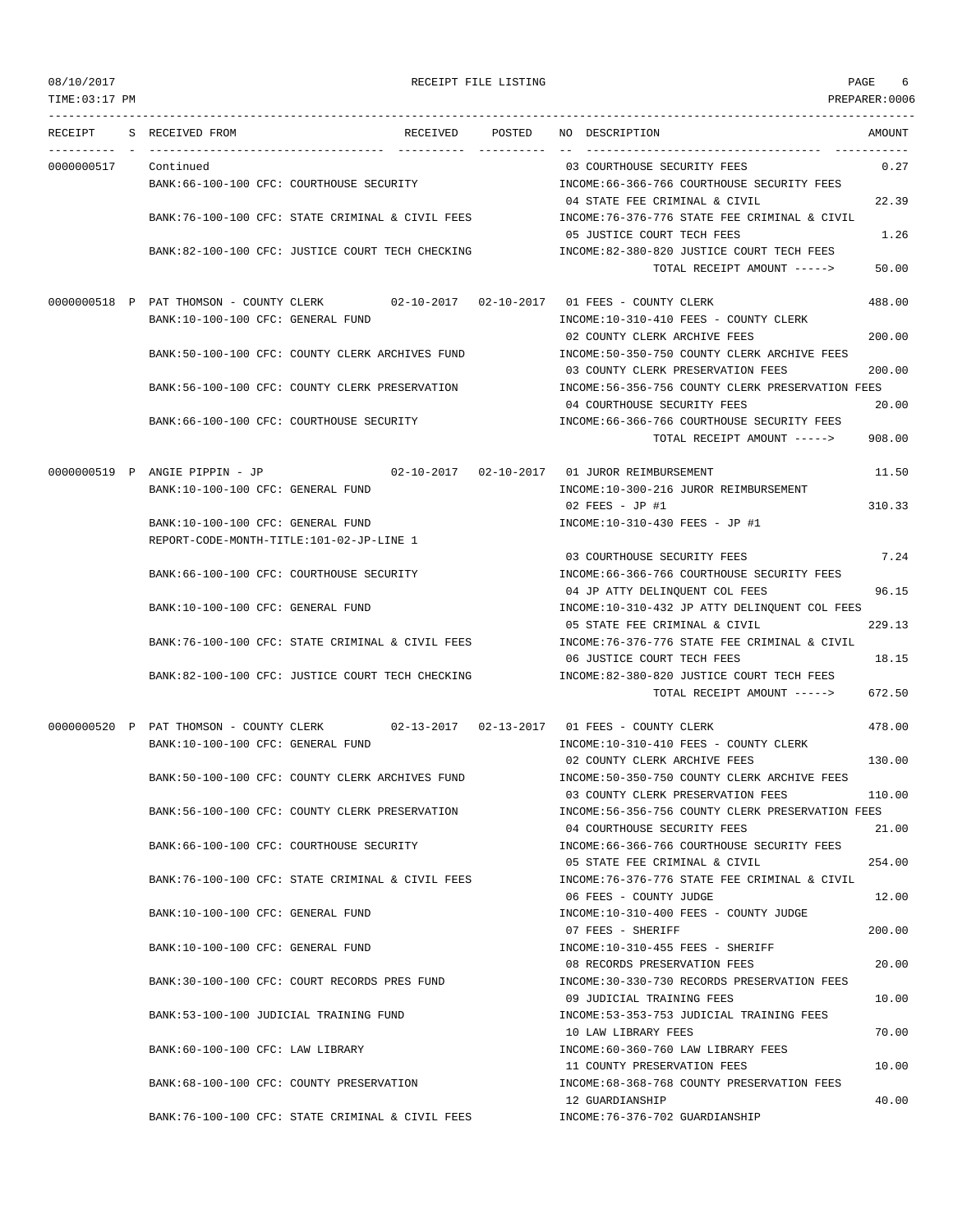| RECEIPT | S | RECEIVED FROM | RECEIVED | POSTED | NO | DESCRIPTION | AMOUNT |
|---|---|---|---|---|---|---|---|
| 0000000517 | | Continued | | | 03 | COURTHOUSE SECURITY FEES | 0.27 |
| | | BANK:66-100-100 CFC: COURTHOUSE SECURITY | | | | INCOME:66-366-766 COURTHOUSE SECURITY FEES | |
| | | | | | 04 | STATE FEE CRIMINAL & CIVIL | 22.39 |
| | | BANK:76-100-100 CFC: STATE CRIMINAL & CIVIL FEES | | | | INCOME:76-376-776 STATE FEE CRIMINAL & CIVIL | |
| | | | | | 05 | JUSTICE COURT TECH FEES | 1.26 |
| | | BANK:82-100-100 CFC: JUSTICE COURT TECH CHECKING | | | | INCOME:82-380-820 JUSTICE COURT TECH FEES | |
| | | | | | | TOTAL RECEIPT AMOUNT -----> | 50.00 |
| 0000000518 | P | PAT THOMSON - COUNTY CLERK | 02-10-2017 | 02-10-2017 | 01 | FEES - COUNTY CLERK | 488.00 |
| | | BANK:10-100-100 CFC: GENERAL FUND | | | | INCOME:10-310-410 FEES - COUNTY CLERK | |
| | | | | | 02 | COUNTY CLERK ARCHIVE FEES | 200.00 |
| | | BANK:50-100-100 CFC: COUNTY CLERK ARCHIVES FUND | | | | INCOME:50-350-750 COUNTY CLERK ARCHIVE FEES | |
| | | | | | 03 | COUNTY CLERK PRESERVATION FEES | 200.00 |
| | | BANK:56-100-100 CFC: COUNTY CLERK PRESERVATION | | | | INCOME:56-356-756 COUNTY CLERK PRESERVATION FEES | |
| | | | | | 04 | COURTHOUSE SECURITY FEES | 20.00 |
| | | BANK:66-100-100 CFC: COURTHOUSE SECURITY | | | | INCOME:66-366-766 COURTHOUSE SECURITY FEES | |
| | | | | | | TOTAL RECEIPT AMOUNT -----> | 908.00 |
| 0000000519 | P | ANGIE PIPPIN - JP | 02-10-2017 | 02-10-2017 | 01 | JUROR REIMBURSEMENT | 11.50 |
| | | BANK:10-100-100 CFC: GENERAL FUND | | | | INCOME:10-300-216 JUROR REIMBURSEMENT | |
| | | | | | 02 | FEES - JP #1 | 310.33 |
| | | BANK:10-100-100 CFC: GENERAL FUND | | | | INCOME:10-310-430 FEES - JP #1 | |
| | | REPORT-CODE-MONTH-TITLE:101-02-JP-LINE 1 | | | | | |
| | | | | | 03 | COURTHOUSE SECURITY FEES | 7.24 |
| | | BANK:66-100-100 CFC: COURTHOUSE SECURITY | | | | INCOME:66-366-766 COURTHOUSE SECURITY FEES | |
| | | | | | 04 | JP ATTY DELINQUENT COL FEES | 96.15 |
| | | BANK:10-100-100 CFC: GENERAL FUND | | | | INCOME:10-310-432 JP ATTY DELINQUENT COL FEES | |
| | | | | | 05 | STATE FEE CRIMINAL & CIVIL | 229.13 |
| | | BANK:76-100-100 CFC: STATE CRIMINAL & CIVIL FEES | | | | INCOME:76-376-776 STATE FEE CRIMINAL & CIVIL | |
| | | | | | 06 | JUSTICE COURT TECH FEES | 18.15 |
| | | BANK:82-100-100 CFC: JUSTICE COURT TECH CHECKING | | | | INCOME:82-380-820 JUSTICE COURT TECH FEES | |
| | | | | | | TOTAL RECEIPT AMOUNT -----> | 672.50 |
| 0000000520 | P | PAT THOMSON - COUNTY CLERK | 02-13-2017 | 02-13-2017 | 01 | FEES - COUNTY CLERK | 478.00 |
| | | BANK:10-100-100 CFC: GENERAL FUND | | | | INCOME:10-310-410 FEES - COUNTY CLERK | |
| | | | | | 02 | COUNTY CLERK ARCHIVE FEES | 130.00 |
| | | BANK:50-100-100 CFC: COUNTY CLERK ARCHIVES FUND | | | | INCOME:50-350-750 COUNTY CLERK ARCHIVE FEES | |
| | | | | | 03 | COUNTY CLERK PRESERVATION FEES | 110.00 |
| | | BANK:56-100-100 CFC: COUNTY CLERK PRESERVATION | | | | INCOME:56-356-756 COUNTY CLERK PRESERVATION FEES | |
| | | | | | 04 | COURTHOUSE SECURITY FEES | 21.00 |
| | | BANK:66-100-100 CFC: COURTHOUSE SECURITY | | | | INCOME:66-366-766 COURTHOUSE SECURITY FEES | |
| | | | | | 05 | STATE FEE CRIMINAL & CIVIL | 254.00 |
| | | BANK:76-100-100 CFC: STATE CRIMINAL & CIVIL FEES | | | | INCOME:76-376-776 STATE FEE CRIMINAL & CIVIL | |
| | | | | | 06 | FEES - COUNTY JUDGE | 12.00 |
| | | BANK:10-100-100 CFC: GENERAL FUND | | | | INCOME:10-310-400 FEES - COUNTY JUDGE | |
| | | | | | 07 | FEES - SHERIFF | 200.00 |
| | | BANK:10-100-100 CFC: GENERAL FUND | | | | INCOME:10-310-455 FEES - SHERIFF | |
| | | | | | 08 | RECORDS PRESERVATION FEES | 20.00 |
| | | BANK:30-100-100 CFC: COURT RECORDS PRES FUND | | | | INCOME:30-330-730 RECORDS PRESERVATION FEES | |
| | | | | | 09 | JUDICIAL TRAINING FEES | 10.00 |
| | | BANK:53-100-100 JUDICIAL TRAINING FUND | | | | INCOME:53-353-753 JUDICIAL TRAINING FEES | |
| | | | | | 10 | LAW LIBRARY FEES | 70.00 |
| | | BANK:60-100-100 CFC: LAW LIBRARY | | | | INCOME:60-360-760 LAW LIBRARY FEES | |
| | | | | | 11 | COUNTY PRESERVATION FEES | 10.00 |
| | | BANK:68-100-100 CFC: COUNTY PRESERVATION | | | | INCOME:68-368-768 COUNTY PRESERVATION FEES | |
| | | | | | 12 | GUARDIANSHIP | 40.00 |
| | | BANK:76-100-100 CFC: STATE CRIMINAL & CIVIL FEES | | | | INCOME:76-376-702 GUARDIANSHIP | |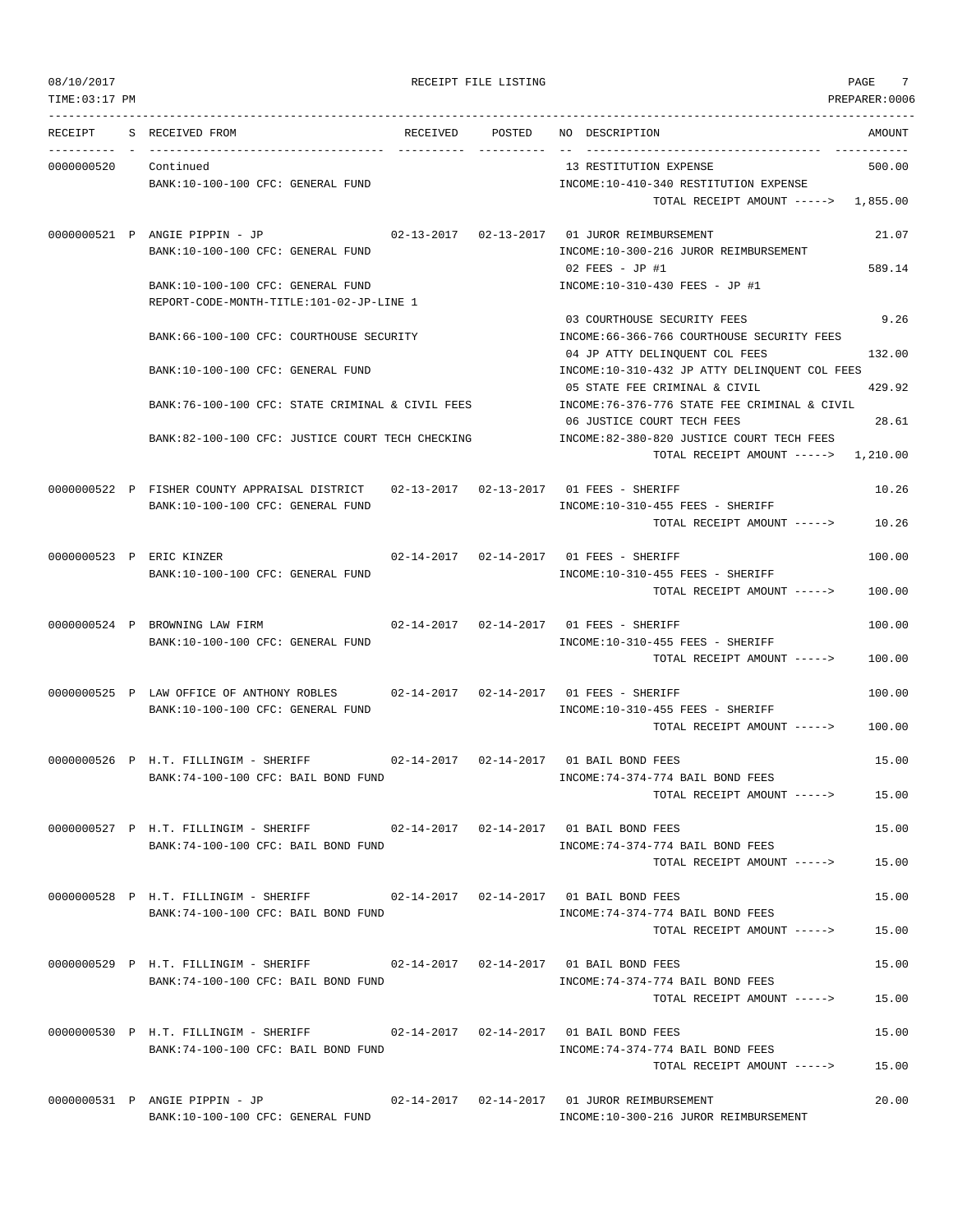08/10/2017 RECEIPT FILE LISTING PAGE 7
TIME:03:17 PM PREPARER:0006

| RECEIPT | S | RECEIVED FROM | RECEIVED | POSTED | NO DESCRIPTION | AMOUNT |
|---|---|---|---|---|---|---|
| 0000000520 | | Continued | | | 13 RESTITUTION EXPENSE | 500.00 |
| | | BANK:10-100-100 CFC: GENERAL FUND | | | INCOME:10-410-340 RESTITUTION EXPENSE | |
| | | | | | TOTAL RECEIPT AMOUNT -----> | 1,855.00 |
| 0000000521 | P | ANGIE PIPPIN - JP | 02-13-2017 | 02-13-2017 | 01 JUROR REIMBURSEMENT | 21.07 |
| | | BANK:10-100-100 CFC: GENERAL FUND | | | INCOME:10-300-216 JUROR REIMBURSEMENT | |
| | | | | | 02 FEES - JP #1 | 589.14 |
| | | BANK:10-100-100 CFC: GENERAL FUND | | | INCOME:10-310-430 FEES - JP #1 | |
| | | REPORT-CODE-MONTH-TITLE:101-02-JP-LINE 1 | | | | |
| | | | | | 03 COURTHOUSE SECURITY FEES | 9.26 |
| | | BANK:66-100-100 CFC: COURTHOUSE SECURITY | | | INCOME:66-366-766 COURTHOUSE SECURITY FEES | |
| | | | | | 04 JP ATTY DELINQUENT COL FEES | 132.00 |
| | | BANK:10-100-100 CFC: GENERAL FUND | | | INCOME:10-310-432 JP ATTY DELINQUENT COL FEES | |
| | | | | | 05 STATE FEE CRIMINAL & CIVIL | 429.92 |
| | | BANK:76-100-100 CFC: STATE CRIMINAL & CIVIL FEES | | | INCOME:76-376-776 STATE FEE CRIMINAL & CIVIL | |
| | | | | | 06 JUSTICE COURT TECH FEES | 28.61 |
| | | BANK:82-100-100 CFC: JUSTICE COURT TECH CHECKING | | | INCOME:82-380-820 JUSTICE COURT TECH FEES | |
| | | | | | TOTAL RECEIPT AMOUNT -----> | 1,210.00 |
| 0000000522 | P | FISHER COUNTY APPRAISAL DISTRICT | 02-13-2017 | 02-13-2017 | 01 FEES - SHERIFF | 10.26 |
| | | BANK:10-100-100 CFC: GENERAL FUND | | | INCOME:10-310-455 FEES - SHERIFF | |
| | | | | | TOTAL RECEIPT AMOUNT -----> | 10.26 |
| 0000000523 | P | ERIC KINZER | 02-14-2017 | 02-14-2017 | 01 FEES - SHERIFF | 100.00 |
| | | BANK:10-100-100 CFC: GENERAL FUND | | | INCOME:10-310-455 FEES - SHERIFF | |
| | | | | | TOTAL RECEIPT AMOUNT -----> | 100.00 |
| 0000000524 | P | BROWNING LAW FIRM | 02-14-2017 | 02-14-2017 | 01 FEES - SHERIFF | 100.00 |
| | | BANK:10-100-100 CFC: GENERAL FUND | | | INCOME:10-310-455 FEES - SHERIFF | |
| | | | | | TOTAL RECEIPT AMOUNT -----> | 100.00 |
| 0000000525 | P | LAW OFFICE OF ANTHONY ROBLES | 02-14-2017 | 02-14-2017 | 01 FEES - SHERIFF | 100.00 |
| | | BANK:10-100-100 CFC: GENERAL FUND | | | INCOME:10-310-455 FEES - SHERIFF | |
| | | | | | TOTAL RECEIPT AMOUNT -----> | 100.00 |
| 0000000526 | P | H.T. FILLINGIM - SHERIFF | 02-14-2017 | 02-14-2017 | 01 BAIL BOND FEES | 15.00 |
| | | BANK:74-100-100 CFC: BAIL BOND FUND | | | INCOME:74-374-774 BAIL BOND FEES | |
| | | | | | TOTAL RECEIPT AMOUNT -----> | 15.00 |
| 0000000527 | P | H.T. FILLINGIM - SHERIFF | 02-14-2017 | 02-14-2017 | 01 BAIL BOND FEES | 15.00 |
| | | BANK:74-100-100 CFC: BAIL BOND FUND | | | INCOME:74-374-774 BAIL BOND FEES | |
| | | | | | TOTAL RECEIPT AMOUNT -----> | 15.00 |
| 0000000528 | P | H.T. FILLINGIM - SHERIFF | 02-14-2017 | 02-14-2017 | 01 BAIL BOND FEES | 15.00 |
| | | BANK:74-100-100 CFC: BAIL BOND FUND | | | INCOME:74-374-774 BAIL BOND FEES | |
| | | | | | TOTAL RECEIPT AMOUNT -----> | 15.00 |
| 0000000529 | P | H.T. FILLINGIM - SHERIFF | 02-14-2017 | 02-14-2017 | 01 BAIL BOND FEES | 15.00 |
| | | BANK:74-100-100 CFC: BAIL BOND FUND | | | INCOME:74-374-774 BAIL BOND FEES | |
| | | | | | TOTAL RECEIPT AMOUNT -----> | 15.00 |
| 0000000530 | P | H.T. FILLINGIM - SHERIFF | 02-14-2017 | 02-14-2017 | 01 BAIL BOND FEES | 15.00 |
| | | BANK:74-100-100 CFC: BAIL BOND FUND | | | INCOME:74-374-774 BAIL BOND FEES | |
| | | | | | TOTAL RECEIPT AMOUNT -----> | 15.00 |
| 0000000531 | P | ANGIE PIPPIN - JP | 02-14-2017 | 02-14-2017 | 01 JUROR REIMBURSEMENT | 20.00 |
| | | BANK:10-100-100 CFC: GENERAL FUND | | | INCOME:10-300-216 JUROR REIMBURSEMENT | |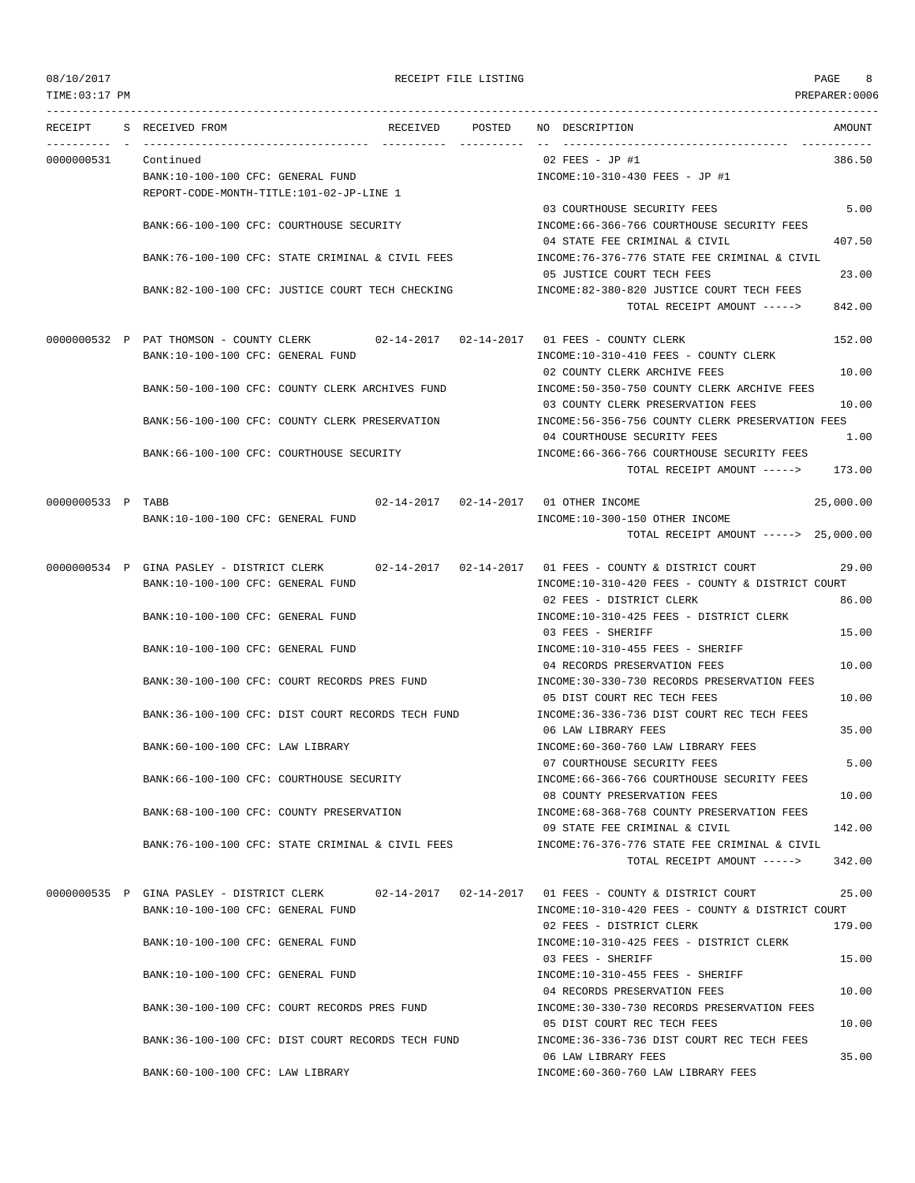RECEIPT FILE LISTING

| RECEIPT | S | RECEIVED FROM | RECEIVED | POSTED | NO | DESCRIPTION | AMOUNT |
|---|---|---|---|---|---|---|---|
| 0000000531 | | Continued | | | 02 | FEES - JP #1 | 386.50 |
| | | BANK:10-100-100 CFC: GENERAL FUND | | | | INCOME:10-310-430 FEES - JP #1 | |
| | | REPORT-CODE-MONTH-TITLE:101-02-JP-LINE 1 | | | | | |
| | | | | | 03 | COURTHOUSE SECURITY FEES | 5.00 |
| | | BANK:66-100-100 CFC: COURTHOUSE SECURITY | | | | INCOME:66-366-766 COURTHOUSE SECURITY FEES | |
| | | | | | 04 | STATE FEE CRIMINAL & CIVIL | 407.50 |
| | | BANK:76-100-100 CFC: STATE CRIMINAL & CIVIL FEES | | | | INCOME:76-376-776 STATE FEE CRIMINAL & CIVIL | |
| | | | | | 05 | JUSTICE COURT TECH FEES | 23.00 |
| | | BANK:82-100-100 CFC: JUSTICE COURT TECH CHECKING | | | | INCOME:82-380-820 JUSTICE COURT TECH FEES | |
| | | | | | | TOTAL RECEIPT AMOUNT -----> | 842.00 |
| 0000000532 | P | PAT THOMSON - COUNTY CLERK | 02-14-2017 | 02-14-2017 | 01 | FEES - COUNTY CLERK | 152.00 |
| | | BANK:10-100-100 CFC: GENERAL FUND | | | | INCOME:10-310-410 FEES - COUNTY CLERK | |
| | | | | | 02 | COUNTY CLERK ARCHIVE FEES | 10.00 |
| | | BANK:50-100-100 CFC: COUNTY CLERK ARCHIVES FUND | | | | INCOME:50-350-750 COUNTY CLERK ARCHIVE FEES | |
| | | | | | 03 | COUNTY CLERK PRESERVATION FEES | 10.00 |
| | | BANK:56-100-100 CFC: COUNTY CLERK PRESERVATION | | | | INCOME:56-356-756 COUNTY CLERK PRESERVATION FEES | |
| | | | | | 04 | COURTHOUSE SECURITY FEES | 1.00 |
| | | BANK:66-100-100 CFC: COURTHOUSE SECURITY | | | | INCOME:66-366-766 COURTHOUSE SECURITY FEES | |
| | | | | | | TOTAL RECEIPT AMOUNT -----> | 173.00 |
| 0000000533 | P | TABB | 02-14-2017 | 02-14-2017 | 01 | OTHER INCOME | 25,000.00 |
| | | BANK:10-100-100 CFC: GENERAL FUND | | | | INCOME:10-300-150 OTHER INCOME | |
| | | | | | | TOTAL RECEIPT AMOUNT -----> | 25,000.00 |
| 0000000534 | P | GINA PASLEY - DISTRICT CLERK | 02-14-2017 | 02-14-2017 | 01 | FEES - COUNTY & DISTRICT COURT | 29.00 |
| | | BANK:10-100-100 CFC: GENERAL FUND | | | | INCOME:10-310-420 FEES - COUNTY & DISTRICT COURT | |
| | | | | | 02 | FEES - DISTRICT CLERK | 86.00 |
| | | BANK:10-100-100 CFC: GENERAL FUND | | | | INCOME:10-310-425 FEES - DISTRICT CLERK | |
| | | | | | 03 | FEES - SHERIFF | 15.00 |
| | | BANK:10-100-100 CFC: GENERAL FUND | | | | INCOME:10-310-455 FEES - SHERIFF | |
| | | | | | 04 | RECORDS PRESERVATION FEES | 10.00 |
| | | BANK:30-100-100 CFC: COURT RECORDS PRES FUND | | | | INCOME:30-330-730 RECORDS PRESERVATION FEES | |
| | | | | | 05 | DIST COURT REC TECH FEES | 10.00 |
| | | BANK:36-100-100 CFC: DIST COURT RECORDS TECH FUND | | | | INCOME:36-336-736 DIST COURT REC TECH FEES | |
| | | | | | 06 | LAW LIBRARY FEES | 35.00 |
| | | BANK:60-100-100 CFC: LAW LIBRARY | | | | INCOME:60-360-760 LAW LIBRARY FEES | |
| | | | | | 07 | COURTHOUSE SECURITY FEES | 5.00 |
| | | BANK:66-100-100 CFC: COURTHOUSE SECURITY | | | | INCOME:66-366-766 COURTHOUSE SECURITY FEES | |
| | | | | | 08 | COUNTY PRESERVATION FEES | 10.00 |
| | | BANK:68-100-100 CFC: COUNTY PRESERVATION | | | | INCOME:68-368-768 COUNTY PRESERVATION FEES | |
| | | | | | 09 | STATE FEE CRIMINAL & CIVIL | 142.00 |
| | | BANK:76-100-100 CFC: STATE CRIMINAL & CIVIL FEES | | | | INCOME:76-376-776 STATE FEE CRIMINAL & CIVIL | |
| | | | | | | TOTAL RECEIPT AMOUNT -----> | 342.00 |
| 0000000535 | P | GINA PASLEY - DISTRICT CLERK | 02-14-2017 | 02-14-2017 | 01 | FEES - COUNTY & DISTRICT COURT | 25.00 |
| | | BANK:10-100-100 CFC: GENERAL FUND | | | | INCOME:10-310-420 FEES - COUNTY & DISTRICT COURT | |
| | | | | | 02 | FEES - DISTRICT CLERK | 179.00 |
| | | BANK:10-100-100 CFC: GENERAL FUND | | | | INCOME:10-310-425 FEES - DISTRICT CLERK | |
| | | | | | 03 | FEES - SHERIFF | 15.00 |
| | | BANK:10-100-100 CFC: GENERAL FUND | | | | INCOME:10-310-455 FEES - SHERIFF | |
| | | | | | 04 | RECORDS PRESERVATION FEES | 10.00 |
| | | BANK:30-100-100 CFC: COURT RECORDS PRES FUND | | | | INCOME:30-330-730 RECORDS PRESERVATION FEES | |
| | | | | | 05 | DIST COURT REC TECH FEES | 10.00 |
| | | BANK:36-100-100 CFC: DIST COURT RECORDS TECH FUND | | | | INCOME:36-336-736 DIST COURT REC TECH FEES | |
| | | | | | 06 | LAW LIBRARY FEES | 35.00 |
| | | BANK:60-100-100 CFC: LAW LIBRARY | | | | INCOME:60-360-760 LAW LIBRARY FEES | |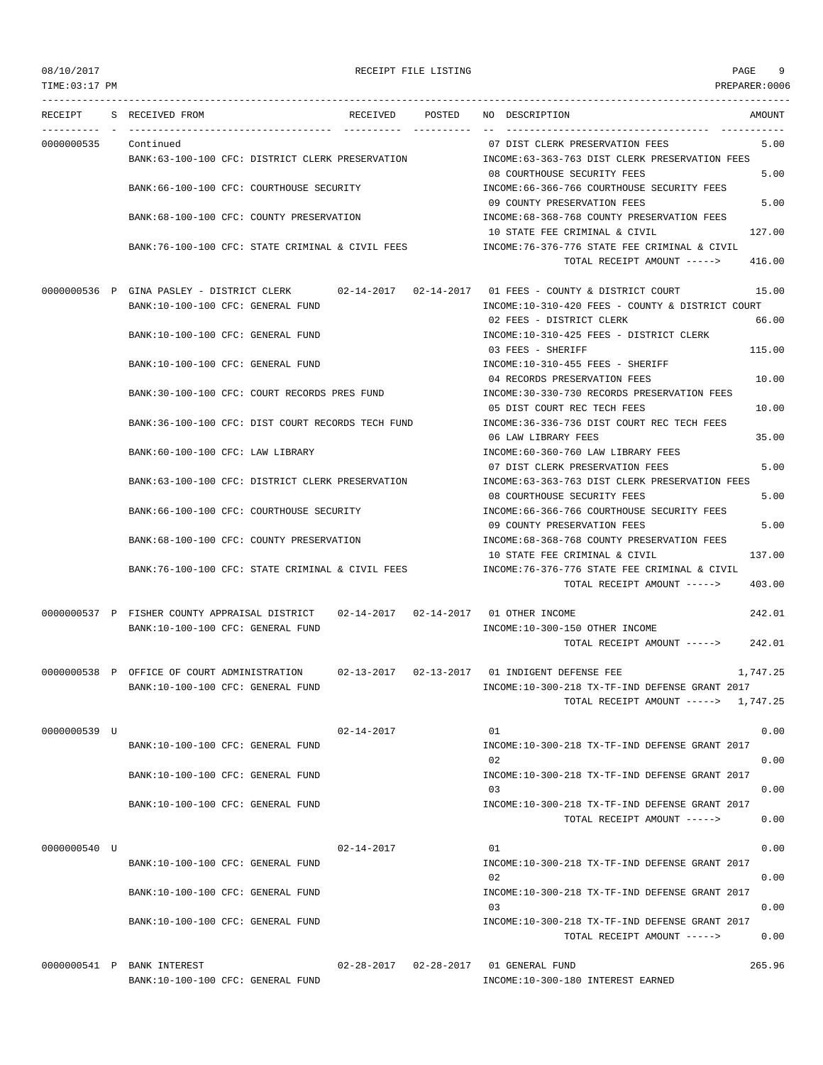| RECEIPT | S | RECEIVED FROM | RECEIVED | POSTED | NO | DESCRIPTION | AMOUNT |
|---|---|---|---|---|---|---|---|
| 0000000535 | | Continued | | | 07 | DIST CLERK PRESERVATION FEES | 5.00 |
| | | BANK:63-100-100 CFC: DISTRICT CLERK PRESERVATION | | | | INCOME:63-363-763 DIST CLERK PRESERVATION FEES | |
| | | | | | 08 | COURTHOUSE SECURITY FEES | 5.00 |
| | | BANK:66-100-100 CFC: COURTHOUSE SECURITY | | | | INCOME:66-366-766 COURTHOUSE SECURITY FEES | |
| | | | | | 09 | COUNTY PRESERVATION FEES | 5.00 |
| | | BANK:68-100-100 CFC: COUNTY PRESERVATION | | | | INCOME:68-368-768 COUNTY PRESERVATION FEES | |
| | | | | | 10 | STATE FEE CRIMINAL & CIVIL | 127.00 |
| | | BANK:76-100-100 CFC: STATE CRIMINAL & CIVIL FEES | | | | INCOME:76-376-776 STATE FEE CRIMINAL & CIVIL | |
| | | | | | | TOTAL RECEIPT AMOUNT -----> | 416.00 |
| 0000000536 | P | GINA PASLEY - DISTRICT CLERK | 02-14-2017 | 02-14-2017 | 01 | FEES - COUNTY & DISTRICT COURT | 15.00 |
| | | BANK:10-100-100 CFC: GENERAL FUND | | | | INCOME:10-310-420 FEES - COUNTY & DISTRICT COURT | |
| | | | | | 02 | FEES - DISTRICT CLERK | 66.00 |
| | | BANK:10-100-100 CFC: GENERAL FUND | | | | INCOME:10-310-425 FEES - DISTRICT CLERK | |
| | | | | | 03 | FEES - SHERIFF | 115.00 |
| | | BANK:10-100-100 CFC: GENERAL FUND | | | | INCOME:10-310-455 FEES - SHERIFF | |
| | | | | | 04 | RECORDS PRESERVATION FEES | 10.00 |
| | | BANK:30-100-100 CFC: COURT RECORDS PRES FUND | | | | INCOME:30-330-730 RECORDS PRESERVATION FEES | |
| | | | | | 05 | DIST COURT REC TECH FEES | 10.00 |
| | | BANK:36-100-100 CFC: DIST COURT RECORDS TECH FUND | | | | INCOME:36-336-736 DIST COURT REC TECH FEES | |
| | | | | | 06 | LAW LIBRARY FEES | 35.00 |
| | | BANK:60-100-100 CFC: LAW LIBRARY | | | | INCOME:60-360-760 LAW LIBRARY FEES | |
| | | | | | 07 | DIST CLERK PRESERVATION FEES | 5.00 |
| | | BANK:63-100-100 CFC: DISTRICT CLERK PRESERVATION | | | | INCOME:63-363-763 DIST CLERK PRESERVATION FEES | |
| | | | | | 08 | COURTHOUSE SECURITY FEES | 5.00 |
| | | BANK:66-100-100 CFC: COURTHOUSE SECURITY | | | | INCOME:66-366-766 COURTHOUSE SECURITY FEES | |
| | | | | | 09 | COUNTY PRESERVATION FEES | 5.00 |
| | | BANK:68-100-100 CFC: COUNTY PRESERVATION | | | | INCOME:68-368-768 COUNTY PRESERVATION FEES | |
| | | | | | 10 | STATE FEE CRIMINAL & CIVIL | 137.00 |
| | | BANK:76-100-100 CFC: STATE CRIMINAL & CIVIL FEES | | | | INCOME:76-376-776 STATE FEE CRIMINAL & CIVIL | |
| | | | | | | TOTAL RECEIPT AMOUNT -----> | 403.00 |
| 0000000537 | P | FISHER COUNTY APPRAISAL DISTRICT | 02-14-2017 | 02-14-2017 | 01 | OTHER INCOME | 242.01 |
| | | BANK:10-100-100 CFC: GENERAL FUND | | | | INCOME:10-300-150 OTHER INCOME | |
| | | | | | | TOTAL RECEIPT AMOUNT -----> | 242.01 |
| 0000000538 | P | OFFICE OF COURT ADMINISTRATION | 02-13-2017 | 02-13-2017 | 01 | INDIGENT DEFENSE FEE | 1,747.25 |
| | | BANK:10-100-100 CFC: GENERAL FUND | | | | INCOME:10-300-218 TX-TF-IND DEFENSE GRANT 2017 | |
| | | | | | | TOTAL RECEIPT AMOUNT -----> | 1,747.25 |
| 0000000539 | U | | 02-14-2017 | | 01 | | 0.00 |
| | | BANK:10-100-100 CFC: GENERAL FUND | | | | INCOME:10-300-218 TX-TF-IND DEFENSE GRANT 2017 | |
| | | | | | 02 | | 0.00 |
| | | BANK:10-100-100 CFC: GENERAL FUND | | | | INCOME:10-300-218 TX-TF-IND DEFENSE GRANT 2017 | |
| | | | | | 03 | | 0.00 |
| | | BANK:10-100-100 CFC: GENERAL FUND | | | | INCOME:10-300-218 TX-TF-IND DEFENSE GRANT 2017 | |
| | | | | | | TOTAL RECEIPT AMOUNT -----> | 0.00 |
| 0000000540 | U | | 02-14-2017 | | 01 | | 0.00 |
| | | BANK:10-100-100 CFC: GENERAL FUND | | | | INCOME:10-300-218 TX-TF-IND DEFENSE GRANT 2017 | |
| | | | | | 02 | | 0.00 |
| | | BANK:10-100-100 CFC: GENERAL FUND | | | | INCOME:10-300-218 TX-TF-IND DEFENSE GRANT 2017 | |
| | | | | | 03 | | 0.00 |
| | | BANK:10-100-100 CFC: GENERAL FUND | | | | INCOME:10-300-218 TX-TF-IND DEFENSE GRANT 2017 | |
| | | | | | | TOTAL RECEIPT AMOUNT -----> | 0.00 |
| 0000000541 | P | BANK INTEREST | 02-28-2017 | 02-28-2017 | 01 | GENERAL FUND | 265.96 |
| | | BANK:10-100-100 CFC: GENERAL FUND | | | | INCOME:10-300-180 INTEREST EARNED | |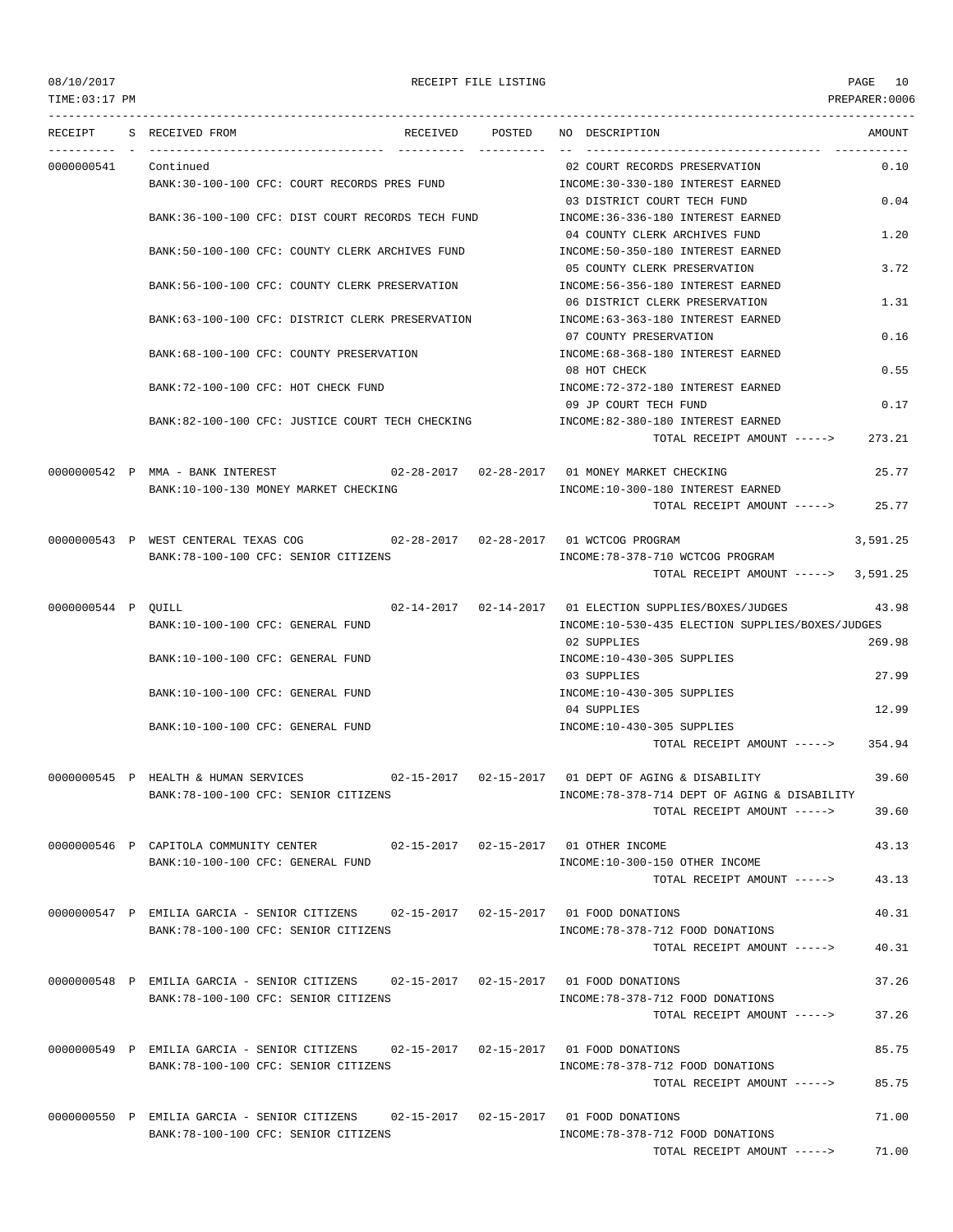08/10/2017 RECEIPT FILE LISTING PAGE 10
TIME:03:17 PM PREPARER:0006

| RECEIPT | S | RECEIVED FROM | RECEIVED | POSTED | NO DESCRIPTION | AMOUNT |
|---|---|---|---|---|---|---|
| 0000000541 | | Continued | | | 02 COURT RECORDS PRESERVATION | 0.10 |
| | | BANK:30-100-100 CFC: COURT RECORDS PRES FUND | | | INCOME:30-330-180 INTEREST EARNED | |
| | | | | | 03 DISTRICT COURT TECH FUND | 0.04 |
| | | BANK:36-100-100 CFC: DIST COURT RECORDS TECH FUND | | | INCOME:36-336-180 INTEREST EARNED | |
| | | | | | 04 COUNTY CLERK ARCHIVES FUND | 1.20 |
| | | BANK:50-100-100 CFC: COUNTY CLERK ARCHIVES FUND | | | INCOME:50-350-180 INTEREST EARNED | |
| | | | | | 05 COUNTY CLERK PRESERVATION | 3.72 |
| | | BANK:56-100-100 CFC: COUNTY CLERK PRESERVATION | | | INCOME:56-356-180 INTEREST EARNED | |
| | | | | | 06 DISTRICT CLERK PRESERVATION | 1.31 |
| | | BANK:63-100-100 CFC: DISTRICT CLERK PRESERVATION | | | INCOME:63-363-180 INTEREST EARNED | |
| | | | | | 07 COUNTY PRESERVATION | 0.16 |
| | | BANK:68-100-100 CFC: COUNTY PRESERVATION | | | INCOME:68-368-180 INTEREST EARNED | |
| | | | | | 08 HOT CHECK | 0.55 |
| | | BANK:72-100-100 CFC: HOT CHECK FUND | | | INCOME:72-372-180 INTEREST EARNED | |
| | | | | | 09 JP COURT TECH FUND | 0.17 |
| | | BANK:82-100-100 CFC: JUSTICE COURT TECH CHECKING | | | INCOME:82-380-180 INTEREST EARNED | |
| | | | | | TOTAL RECEIPT AMOUNT -----> | 273.21 |
| 0000000542 | P | MMA - BANK INTEREST | 02-28-2017 | 02-28-2017 | 01 MONEY MARKET CHECKING | 25.77 |
| | | BANK:10-100-130 MONEY MARKET CHECKING | | | INCOME:10-300-180 INTEREST EARNED | |
| | | | | | TOTAL RECEIPT AMOUNT -----> | 25.77 |
| 0000000543 | P | WEST CENTERAL TEXAS COG | 02-28-2017 | 02-28-2017 | 01 WCTCOG PROGRAM | 3,591.25 |
| | | BANK:78-100-100 CFC: SENIOR CITIZENS | | | INCOME:78-378-710 WCTCOG PROGRAM | |
| | | | | | TOTAL RECEIPT AMOUNT -----> | 3,591.25 |
| 0000000544 | P | QUILL | 02-14-2017 | 02-14-2017 | 01 ELECTION SUPPLIES/BOXES/JUDGES | 43.98 |
| | | BANK:10-100-100 CFC: GENERAL FUND | | | INCOME:10-530-435 ELECTION SUPPLIES/BOXES/JUDGES | |
| | | | | | 02 SUPPLIES | 269.98 |
| | | BANK:10-100-100 CFC: GENERAL FUND | | | INCOME:10-430-305 SUPPLIES | |
| | | | | | 03 SUPPLIES | 27.99 |
| | | BANK:10-100-100 CFC: GENERAL FUND | | | INCOME:10-430-305 SUPPLIES | |
| | | | | | 04 SUPPLIES | 12.99 |
| | | BANK:10-100-100 CFC: GENERAL FUND | | | INCOME:10-430-305 SUPPLIES | |
| | | | | | TOTAL RECEIPT AMOUNT -----> | 354.94 |
| 0000000545 | P | HEALTH & HUMAN SERVICES | 02-15-2017 | 02-15-2017 | 01 DEPT OF AGING & DISABILITY | 39.60 |
| | | BANK:78-100-100 CFC: SENIOR CITIZENS | | | INCOME:78-378-714 DEPT OF AGING & DISABILITY | |
| | | | | | TOTAL RECEIPT AMOUNT -----> | 39.60 |
| 0000000546 | P | CAPITOLA COMMUNITY CENTER | 02-15-2017 | 02-15-2017 | 01 OTHER INCOME | 43.13 |
| | | BANK:10-100-100 CFC: GENERAL FUND | | | INCOME:10-300-150 OTHER INCOME | |
| | | | | | TOTAL RECEIPT AMOUNT -----> | 43.13 |
| 0000000547 | P | EMILIA GARCIA - SENIOR CITIZENS | 02-15-2017 | 02-15-2017 | 01 FOOD DONATIONS | 40.31 |
| | | BANK:78-100-100 CFC: SENIOR CITIZENS | | | INCOME:78-378-712 FOOD DONATIONS | |
| | | | | | TOTAL RECEIPT AMOUNT -----> | 40.31 |
| 0000000548 | P | EMILIA GARCIA - SENIOR CITIZENS | 02-15-2017 | 02-15-2017 | 01 FOOD DONATIONS | 37.26 |
| | | BANK:78-100-100 CFC: SENIOR CITIZENS | | | INCOME:78-378-712 FOOD DONATIONS | |
| | | | | | TOTAL RECEIPT AMOUNT -----> | 37.26 |
| 0000000549 | P | EMILIA GARCIA - SENIOR CITIZENS | 02-15-2017 | 02-15-2017 | 01 FOOD DONATIONS | 85.75 |
| | | BANK:78-100-100 CFC: SENIOR CITIZENS | | | INCOME:78-378-712 FOOD DONATIONS | |
| | | | | | TOTAL RECEIPT AMOUNT -----> | 85.75 |
| 0000000550 | P | EMILIA GARCIA - SENIOR CITIZENS | 02-15-2017 | 02-15-2017 | 01 FOOD DONATIONS | 71.00 |
| | | BANK:78-100-100 CFC: SENIOR CITIZENS | | | INCOME:78-378-712 FOOD DONATIONS | |
| | | | | | TOTAL RECEIPT AMOUNT -----> | 71.00 |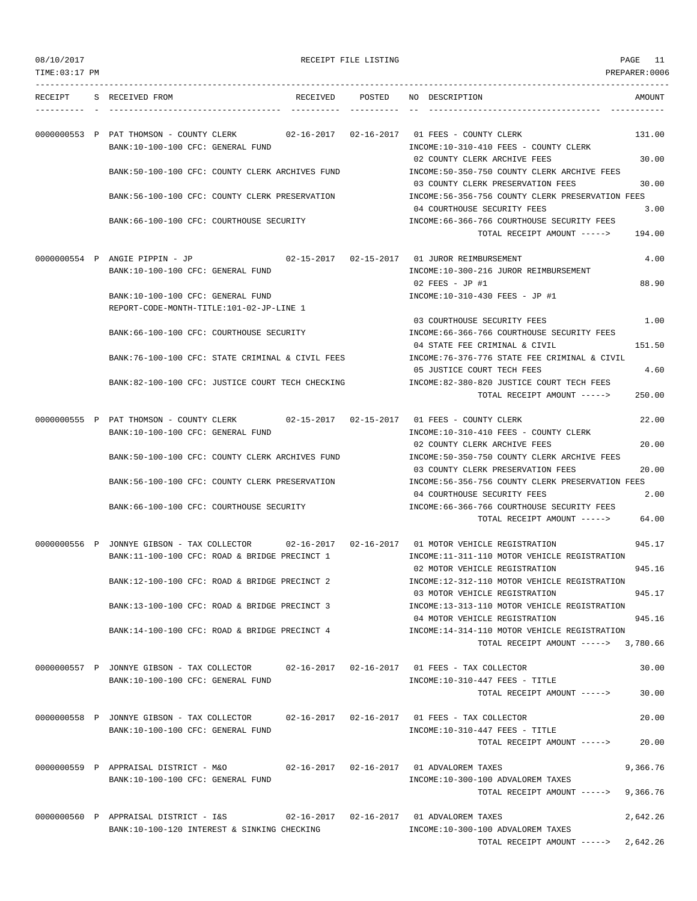08/10/2017 RECEIPT FILE LISTING
TIME:03:17 PM PREPARER:0006

| RECEIPT | S | RECEIVED FROM | RECEIVED | POSTED | NO | DESCRIPTION | AMOUNT |
|---|---|---|---|---|---|---|---|
| 0000000553 | P | PAT THOMSON - COUNTY CLERK | 02-16-2017 | 02-16-2017 | 01 | FEES - COUNTY CLERK | 131.00 |
| | | BANK:10-100-100 CFC: GENERAL FUND | | | | INCOME:10-310-410 FEES - COUNTY CLERK | |
| | | | | | 02 | COUNTY CLERK ARCHIVE FEES | 30.00 |
| | | BANK:50-100-100 CFC: COUNTY CLERK ARCHIVES FUND | | | | INCOME:50-350-750 COUNTY CLERK ARCHIVE FEES | |
| | | | | | 03 | COUNTY CLERK PRESERVATION FEES | 30.00 |
| | | BANK:56-100-100 CFC: COUNTY CLERK PRESERVATION | | | | INCOME:56-356-756 COUNTY CLERK PRESERVATION FEES | |
| | | | | | 04 | COURTHOUSE SECURITY FEES | 3.00 |
| | | BANK:66-100-100 CFC: COURTHOUSE SECURITY | | | | INCOME:66-366-766 COURTHOUSE SECURITY FEES | |
| | | | | | | TOTAL RECEIPT AMOUNT -----> | 194.00 |
| 0000000554 | P | ANGIE PIPPIN - JP | 02-15-2017 | 02-15-2017 | 01 | JUROR REIMBURSEMENT | 4.00 |
| | | BANK:10-100-100 CFC: GENERAL FUND | | | | INCOME:10-300-216 JUROR REIMBURSEMENT | |
| | | | | | 02 | FEES - JP #1 | 88.90 |
| | | BANK:10-100-100 CFC: GENERAL FUND | | | | INCOME:10-310-430 FEES - JP #1 | |
| | | REPORT-CODE-MONTH-TITLE:101-02-JP-LINE 1 | | | | | |
| | | | | | 03 | COURTHOUSE SECURITY FEES | 1.00 |
| | | BANK:66-100-100 CFC: COURTHOUSE SECURITY | | | | INCOME:66-366-766 COURTHOUSE SECURITY FEES | |
| | | | | | 04 | STATE FEE CRIMINAL & CIVIL | 151.50 |
| | | BANK:76-100-100 CFC: STATE CRIMINAL & CIVIL FEES | | | | INCOME:76-376-776 STATE FEE CRIMINAL & CIVIL | |
| | | | | | 05 | JUSTICE COURT TECH FEES | 4.60 |
| | | BANK:82-100-100 CFC: JUSTICE COURT TECH CHECKING | | | | INCOME:82-380-820 JUSTICE COURT TECH FEES | |
| | | | | | | TOTAL RECEIPT AMOUNT -----> | 250.00 |
| 0000000555 | P | PAT THOMSON - COUNTY CLERK | 02-15-2017 | 02-15-2017 | 01 | FEES - COUNTY CLERK | 22.00 |
| | | BANK:10-100-100 CFC: GENERAL FUND | | | | INCOME:10-310-410 FEES - COUNTY CLERK | |
| | | | | | 02 | COUNTY CLERK ARCHIVE FEES | 20.00 |
| | | BANK:50-100-100 CFC: COUNTY CLERK ARCHIVES FUND | | | | INCOME:50-350-750 COUNTY CLERK ARCHIVE FEES | |
| | | | | | 03 | COUNTY CLERK PRESERVATION FEES | 20.00 |
| | | BANK:56-100-100 CFC: COUNTY CLERK PRESERVATION | | | | INCOME:56-356-756 COUNTY CLERK PRESERVATION FEES | |
| | | | | | 04 | COURTHOUSE SECURITY FEES | 2.00 |
| | | BANK:66-100-100 CFC: COURTHOUSE SECURITY | | | | INCOME:66-366-766 COURTHOUSE SECURITY FEES | |
| | | | | | | TOTAL RECEIPT AMOUNT -----> | 64.00 |
| 0000000556 | P | JONNYE GIBSON - TAX COLLECTOR | 02-16-2017 | 02-16-2017 | 01 | MOTOR VEHICLE REGISTRATION | 945.17 |
| | | BANK:11-100-100 CFC: ROAD & BRIDGE PRECINCT 1 | | | | INCOME:11-311-110 MOTOR VEHICLE REGISTRATION | |
| | | | | | 02 | MOTOR VEHICLE REGISTRATION | 945.16 |
| | | BANK:12-100-100 CFC: ROAD & BRIDGE PRECINCT 2 | | | | INCOME:12-312-110 MOTOR VEHICLE REGISTRATION | |
| | | | | | 03 | MOTOR VEHICLE REGISTRATION | 945.17 |
| | | BANK:13-100-100 CFC: ROAD & BRIDGE PRECINCT 3 | | | | INCOME:13-313-110 MOTOR VEHICLE REGISTRATION | |
| | | | | | 04 | MOTOR VEHICLE REGISTRATION | 945.16 |
| | | BANK:14-100-100 CFC: ROAD & BRIDGE PRECINCT 4 | | | | INCOME:14-314-110 MOTOR VEHICLE REGISTRATION | |
| | | | | | | TOTAL RECEIPT AMOUNT -----> | 3,780.66 |
| 0000000557 | P | JONNYE GIBSON - TAX COLLECTOR | 02-16-2017 | 02-16-2017 | 01 | FEES - TAX COLLECTOR | 30.00 |
| | | BANK:10-100-100 CFC: GENERAL FUND | | | | INCOME:10-310-447 FEES - TITLE | |
| | | | | | | TOTAL RECEIPT AMOUNT -----> | 30.00 |
| 0000000558 | P | JONNYE GIBSON - TAX COLLECTOR | 02-16-2017 | 02-16-2017 | 01 | FEES - TAX COLLECTOR | 20.00 |
| | | BANK:10-100-100 CFC: GENERAL FUND | | | | INCOME:10-310-447 FEES - TITLE | |
| | | | | | | TOTAL RECEIPT AMOUNT -----> | 20.00 |
| 0000000559 | P | APPRAISAL DISTRICT - M&O | 02-16-2017 | 02-16-2017 | 01 | ADVALOREM TAXES | 9,366.76 |
| | | BANK:10-100-100 CFC: GENERAL FUND | | | | INCOME:10-300-100 ADVALOREM TAXES | |
| | | | | | | TOTAL RECEIPT AMOUNT -----> | 9,366.76 |
| 0000000560 | P | APPRAISAL DISTRICT - I&S | 02-16-2017 | 02-16-2017 | 01 | ADVALOREM TAXES | 2,642.26 |
| | | BANK:10-100-120 INTEREST & SINKING CHECKING | | | | INCOME:10-300-100 ADVALOREM TAXES | |
| | | | | | | TOTAL RECEIPT AMOUNT -----> | 2,642.26 |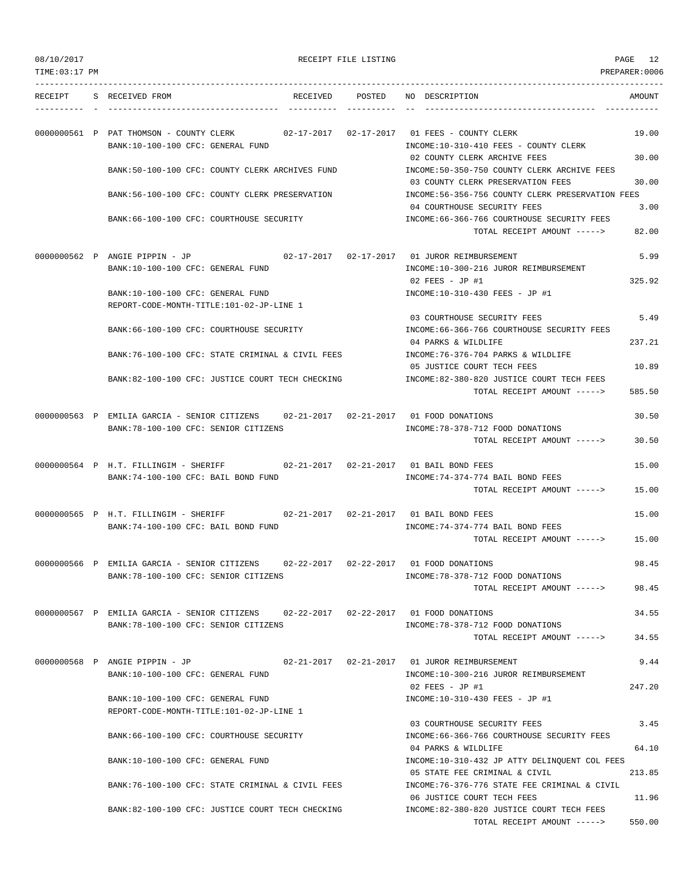RECEIPT FILE LISTING

08/10/2017
TIME:03:17 PM
PREPARER:0006

| RECEIPT | S | RECEIVED FROM | RECEIVED | POSTED | NO | DESCRIPTION | AMOUNT |
|---|---|---|---|---|---|---|---|
| 0000000561 | P | PAT THOMSON - COUNTY CLERK | 02-17-2017 | 02-17-2017 | 01 | FEES - COUNTY CLERK | 19.00 |
| | | BANK:10-100-100 CFC: GENERAL FUND | | | | INCOME:10-310-410 FEES - COUNTY CLERK | |
| | | | | | 02 | COUNTY CLERK ARCHIVE FEES | 30.00 |
| | | BANK:50-100-100 CFC: COUNTY CLERK ARCHIVES FUND | | | | INCOME:50-350-750 COUNTY CLERK ARCHIVE FEES | |
| | | | | | 03 | COUNTY CLERK PRESERVATION FEES | 30.00 |
| | | BANK:56-100-100 CFC: COUNTY CLERK PRESERVATION | | | | INCOME:56-356-756 COUNTY CLERK PRESERVATION FEES | |
| | | | | | 04 | COURTHOUSE SECURITY FEES | 3.00 |
| | | BANK:66-100-100 CFC: COURTHOUSE SECURITY | | | | INCOME:66-366-766 COURTHOUSE SECURITY FEES | |
| | | | | | | TOTAL RECEIPT AMOUNT -----> | 82.00 |
| 0000000562 | P | ANGIE PIPPIN - JP | 02-17-2017 | 02-17-2017 | 01 | JUROR REIMBURSEMENT | 5.99 |
| | | BANK:10-100-100 CFC: GENERAL FUND | | | | INCOME:10-300-216 JUROR REIMBURSEMENT | |
| | | | | | 02 | FEES - JP #1 | 325.92 |
| | | BANK:10-100-100 CFC: GENERAL FUND | | | | INCOME:10-310-430 FEES - JP #1 | |
| | | REPORT-CODE-MONTH-TITLE:101-02-JP-LINE 1 | | | | | |
| | | | | | 03 | COURTHOUSE SECURITY FEES | 5.49 |
| | | BANK:66-100-100 CFC: COURTHOUSE SECURITY | | | | INCOME:66-366-766 COURTHOUSE SECURITY FEES | |
| | | | | | 04 | PARKS & WILDLIFE | 237.21 |
| | | BANK:76-100-100 CFC: STATE CRIMINAL & CIVIL FEES | | | | INCOME:76-376-704 PARKS & WILDLIFE | |
| | | | | | 05 | JUSTICE COURT TECH FEES | 10.89 |
| | | BANK:82-100-100 CFC: JUSTICE COURT TECH CHECKING | | | | INCOME:82-380-820 JUSTICE COURT TECH FEES | |
| | | | | | | TOTAL RECEIPT AMOUNT -----> | 585.50 |
| 0000000563 | P | EMILIA GARCIA - SENIOR CITIZENS | 02-21-2017 | 02-21-2017 | 01 | FOOD DONATIONS | 30.50 |
| | | BANK:78-100-100 CFC: SENIOR CITIZENS | | | | INCOME:78-378-712 FOOD DONATIONS | |
| | | | | | | TOTAL RECEIPT AMOUNT -----> | 30.50 |
| 0000000564 | P | H.T. FILLINGIM - SHERIFF | 02-21-2017 | 02-21-2017 | 01 | BAIL BOND FEES | 15.00 |
| | | BANK:74-100-100 CFC: BAIL BOND FUND | | | | INCOME:74-374-774 BAIL BOND FEES | |
| | | | | | | TOTAL RECEIPT AMOUNT -----> | 15.00 |
| 0000000565 | P | H.T. FILLINGIM - SHERIFF | 02-21-2017 | 02-21-2017 | 01 | BAIL BOND FEES | 15.00 |
| | | BANK:74-100-100 CFC: BAIL BOND FUND | | | | INCOME:74-374-774 BAIL BOND FEES | |
| | | | | | | TOTAL RECEIPT AMOUNT -----> | 15.00 |
| 0000000566 | P | EMILIA GARCIA - SENIOR CITIZENS | 02-22-2017 | 02-22-2017 | 01 | FOOD DONATIONS | 98.45 |
| | | BANK:78-100-100 CFC: SENIOR CITIZENS | | | | INCOME:78-378-712 FOOD DONATIONS | |
| | | | | | | TOTAL RECEIPT AMOUNT -----> | 98.45 |
| 0000000567 | P | EMILIA GARCIA - SENIOR CITIZENS | 02-22-2017 | 02-22-2017 | 01 | FOOD DONATIONS | 34.55 |
| | | BANK:78-100-100 CFC: SENIOR CITIZENS | | | | INCOME:78-378-712 FOOD DONATIONS | |
| | | | | | | TOTAL RECEIPT AMOUNT -----> | 34.55 |
| 0000000568 | P | ANGIE PIPPIN - JP | 02-21-2017 | 02-21-2017 | 01 | JUROR REIMBURSEMENT | 9.44 |
| | | BANK:10-100-100 CFC: GENERAL FUND | | | | INCOME:10-300-216 JUROR REIMBURSEMENT | |
| | | | | | 02 | FEES - JP #1 | 247.20 |
| | | BANK:10-100-100 CFC: GENERAL FUND | | | | INCOME:10-310-430 FEES - JP #1 | |
| | | REPORT-CODE-MONTH-TITLE:101-02-JP-LINE 1 | | | | | |
| | | | | | 03 | COURTHOUSE SECURITY FEES | 3.45 |
| | | BANK:66-100-100 CFC: COURTHOUSE SECURITY | | | | INCOME:66-366-766 COURTHOUSE SECURITY FEES | |
| | | | | | 04 | PARKS & WILDLIFE | 64.10 |
| | | BANK:10-100-100 CFC: GENERAL FUND | | | | INCOME:10-310-432 JP ATTY DELINQUENT COL FEES | |
| | | | | | 05 | STATE FEE CRIMINAL & CIVIL | 213.85 |
| | | BANK:76-100-100 CFC: STATE CRIMINAL & CIVIL FEES | | | | INCOME:76-376-776 STATE FEE CRIMINAL & CIVIL | |
| | | | | | 06 | JUSTICE COURT TECH FEES | 11.96 |
| | | BANK:82-100-100 CFC: JUSTICE COURT TECH CHECKING | | | | INCOME:82-380-820 JUSTICE COURT TECH FEES | |
| | | | | | | TOTAL RECEIPT AMOUNT -----> | 550.00 |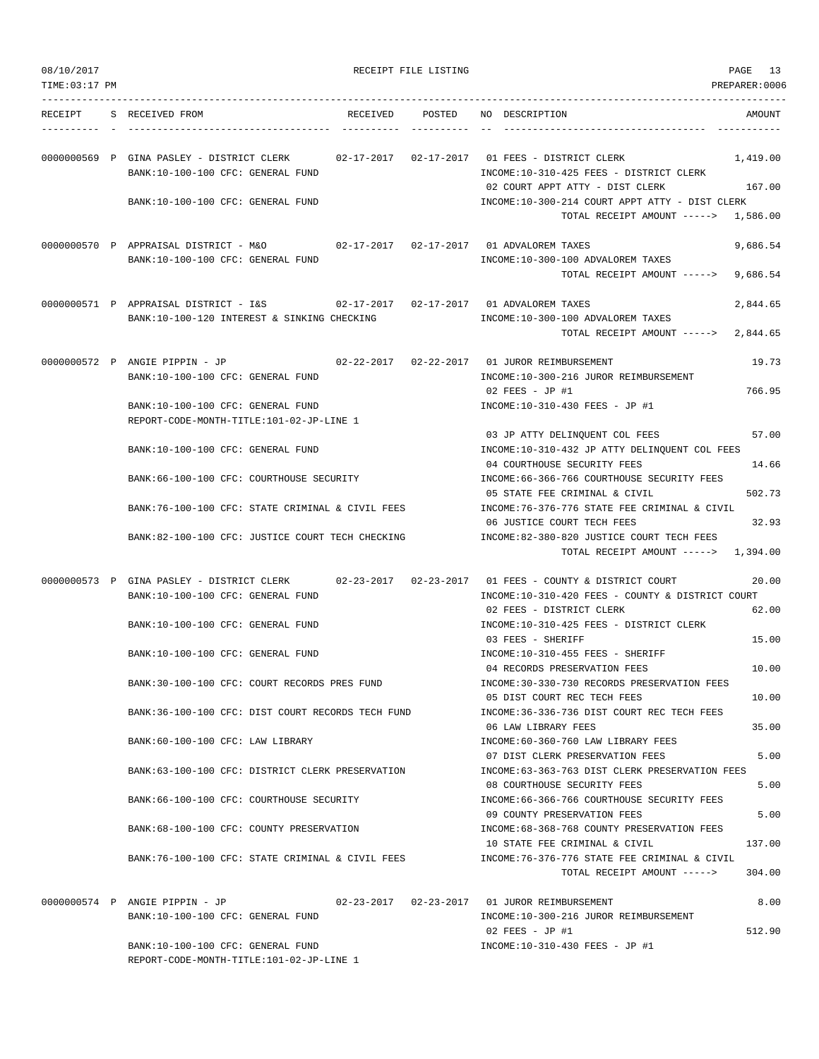RECEIPT FILE LISTING

TIME:03:17 PM — PREPARER:0006

| RECEIPT | S | RECEIVED FROM | RECEIVED | POSTED | NO | DESCRIPTION | AMOUNT |
|---|---|---|---|---|---|---|---|
| 0000000569 | P | GINA PASLEY - DISTRICT CLERK | 02-17-2017 | 02-17-2017 | 01 | FEES - DISTRICT CLERK | 1,419.00 |
| | | BANK:10-100-100 CFC: GENERAL FUND | | | | INCOME:10-310-425 FEES - DISTRICT CLERK | |
| | | | | | 02 | COURT APPT ATTY - DIST CLERK | 167.00 |
| | | BANK:10-100-100 CFC: GENERAL FUND | | | | INCOME:10-300-214 COURT APPT ATTY - DIST CLERK | |
| | | | | | | TOTAL RECEIPT AMOUNT -----> | 1,586.00 |
| 0000000570 | P | APPRAISAL DISTRICT - M&O | 02-17-2017 | 02-17-2017 | 01 | ADVALOREM TAXES | 9,686.54 |
| | | BANK:10-100-100 CFC: GENERAL FUND | | | | INCOME:10-300-100 ADVALOREM TAXES | |
| | | | | | | TOTAL RECEIPT AMOUNT -----> | 9,686.54 |
| 0000000571 | P | APPRAISAL DISTRICT - I&S | 02-17-2017 | 02-17-2017 | 01 | ADVALOREM TAXES | 2,844.65 |
| | | BANK:10-100-120 INTEREST & SINKING CHECKING | | | | INCOME:10-300-100 ADVALOREM TAXES | |
| | | | | | | TOTAL RECEIPT AMOUNT -----> | 2,844.65 |
| 0000000572 | P | ANGIE PIPPIN - JP | 02-22-2017 | 02-22-2017 | 01 | JUROR REIMBURSEMENT | 19.73 |
| | | BANK:10-100-100 CFC: GENERAL FUND | | | | INCOME:10-300-216 JUROR REIMBURSEMENT | |
| | | | | | 02 | FEES - JP #1 | 766.95 |
| | | BANK:10-100-100 CFC: GENERAL FUND | | | | INCOME:10-310-430 FEES - JP #1 | |
| | | REPORT-CODE-MONTH-TITLE:101-02-JP-LINE 1 | | | | | |
| | | | | | 03 | JP ATTY DELINQUENT COL FEES | 57.00 |
| | | BANK:10-100-100 CFC: GENERAL FUND | | | | INCOME:10-310-432 JP ATTY DELINQUENT COL FEES | |
| | | | | | 04 | COURTHOUSE SECURITY FEES | 14.66 |
| | | BANK:66-100-100 CFC: COURTHOUSE SECURITY | | | | INCOME:66-366-766 COURTHOUSE SECURITY FEES | |
| | | | | | 05 | STATE FEE CRIMINAL & CIVIL | 502.73 |
| | | BANK:76-100-100 CFC: STATE CRIMINAL & CIVIL FEES | | | | INCOME:76-376-776 STATE FEE CRIMINAL & CIVIL | |
| | | | | | 06 | JUSTICE COURT TECH FEES | 32.93 |
| | | BANK:82-100-100 CFC: JUSTICE COURT TECH CHECKING | | | | INCOME:82-380-820 JUSTICE COURT TECH FEES | |
| | | | | | | TOTAL RECEIPT AMOUNT -----> | 1,394.00 |
| 0000000573 | P | GINA PASLEY - DISTRICT CLERK | 02-23-2017 | 02-23-2017 | 01 | FEES - COUNTY & DISTRICT COURT | 20.00 |
| | | BANK:10-100-100 CFC: GENERAL FUND | | | | INCOME:10-310-420 FEES - COUNTY & DISTRICT COURT | |
| | | | | | 02 | FEES - DISTRICT CLERK | 62.00 |
| | | BANK:10-100-100 CFC: GENERAL FUND | | | | INCOME:10-310-425 FEES - DISTRICT CLERK | |
| | | | | | 03 | FEES - SHERIFF | 15.00 |
| | | BANK:10-100-100 CFC: GENERAL FUND | | | | INCOME:10-310-455 FEES - SHERIFF | |
| | | | | | 04 | RECORDS PRESERVATION FEES | 10.00 |
| | | BANK:30-100-100 CFC: COURT RECORDS PRES FUND | | | | INCOME:30-330-730 RECORDS PRESERVATION FEES | |
| | | | | | 05 | DIST COURT REC TECH FEES | 10.00 |
| | | BANK:36-100-100 CFC: DIST COURT RECORDS TECH FUND | | | | INCOME:36-336-736 DIST COURT REC TECH FEES | |
| | | | | | 06 | LAW LIBRARY FEES | 35.00 |
| | | BANK:60-100-100 CFC: LAW LIBRARY | | | | INCOME:60-360-760 LAW LIBRARY FEES | |
| | | | | | 07 | DIST CLERK PRESERVATION FEES | 5.00 |
| | | BANK:63-100-100 CFC: DISTRICT CLERK PRESERVATION | | | | INCOME:63-363-763 DIST CLERK PRESERVATION FEES | |
| | | | | | 08 | COURTHOUSE SECURITY FEES | 5.00 |
| | | BANK:66-100-100 CFC: COURTHOUSE SECURITY | | | | INCOME:66-366-766 COURTHOUSE SECURITY FEES | |
| | | | | | 09 | COUNTY PRESERVATION FEES | 5.00 |
| | | BANK:68-100-100 CFC: COUNTY PRESERVATION | | | | INCOME:68-368-768 COUNTY PRESERVATION FEES | |
| | | | | | 10 | STATE FEE CRIMINAL & CIVIL | 137.00 |
| | | BANK:76-100-100 CFC: STATE CRIMINAL & CIVIL FEES | | | | INCOME:76-376-776 STATE FEE CRIMINAL & CIVIL | |
| | | | | | | TOTAL RECEIPT AMOUNT -----> | 304.00 |
| 0000000574 | P | ANGIE PIPPIN - JP | 02-23-2017 | 02-23-2017 | 01 | JUROR REIMBURSEMENT | 8.00 |
| | | BANK:10-100-100 CFC: GENERAL FUND | | | | INCOME:10-300-216 JUROR REIMBURSEMENT | |
| | | | | | 02 | FEES - JP #1 | 512.90 |
| | | BANK:10-100-100 CFC: GENERAL FUND | | | | INCOME:10-310-430 FEES - JP #1 | |
| | | REPORT-CODE-MONTH-TITLE:101-02-JP-LINE 1 | | | | | |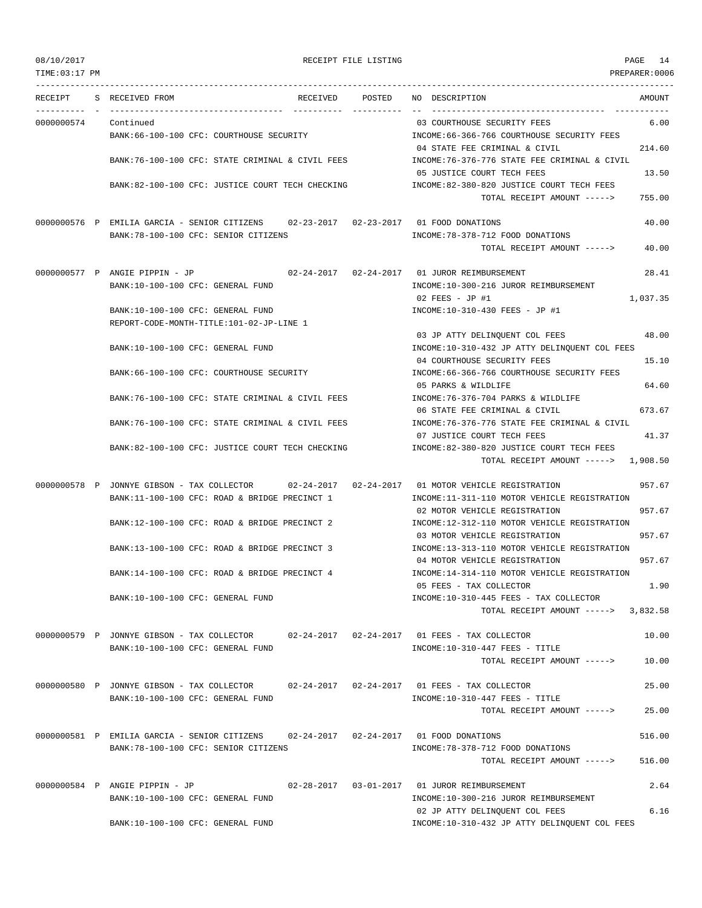08/10/2017 RECEIPT FILE LISTING PAGE 14
TIME:03:17 PM PREPARER:0006

| RECEIPT | S | RECEIVED FROM | RECEIVED | POSTED | NO | DESCRIPTION | AMOUNT |
|---|---|---|---|---|---|---|---|
| 0000000574 | | Continued | | | 03 | COURTHOUSE SECURITY FEES | 6.00 |
| | | BANK:66-100-100 CFC: COURTHOUSE SECURITY | | | | INCOME:66-366-766 COURTHOUSE SECURITY FEES | |
| | | | | | 04 | STATE FEE CRIMINAL & CIVIL | 214.60 |
| | | BANK:76-100-100 CFC: STATE CRIMINAL & CIVIL FEES | | | | INCOME:76-376-776 STATE FEE CRIMINAL & CIVIL | |
| | | | | | 05 | JUSTICE COURT TECH FEES | 13.50 |
| | | BANK:82-100-100 CFC: JUSTICE COURT TECH CHECKING | | | | INCOME:82-380-820 JUSTICE COURT TECH FEES | |
| | | | | | | TOTAL RECEIPT AMOUNT -----> | 755.00 |
| 0000000576 | P | EMILIA GARCIA - SENIOR CITIZENS | 02-23-2017 | 02-23-2017 | 01 | FOOD DONATIONS | 40.00 |
| | | BANK:78-100-100 CFC: SENIOR CITIZENS | | | | INCOME:78-378-712 FOOD DONATIONS | |
| | | | | | | TOTAL RECEIPT AMOUNT -----> | 40.00 |
| 0000000577 | P | ANGIE PIPPIN - JP | 02-24-2017 | 02-24-2017 | 01 | JUROR REIMBURSEMENT | 28.41 |
| | | BANK:10-100-100 CFC: GENERAL FUND | | | | INCOME:10-300-216 JUROR REIMBURSEMENT | |
| | | | | | 02 | FEES - JP #1 | 1,037.35 |
| | | BANK:10-100-100 CFC: GENERAL FUND | | | | INCOME:10-310-430 FEES - JP #1 | |
| | | REPORT-CODE-MONTH-TITLE:101-02-JP-LINE 1 | | | | | |
| | | | | | 03 | JP ATTY DELINQUENT COL FEES | 48.00 |
| | | BANK:10-100-100 CFC: GENERAL FUND | | | | INCOME:10-310-432 JP ATTY DELINQUENT COL FEES | |
| | | | | | 04 | COURTHOUSE SECURITY FEES | 15.10 |
| | | BANK:66-100-100 CFC: COURTHOUSE SECURITY | | | | INCOME:66-366-766 COURTHOUSE SECURITY FEES | |
| | | | | | 05 | PARKS & WILDLIFE | 64.60 |
| | | BANK:76-100-100 CFC: STATE CRIMINAL & CIVIL FEES | | | | INCOME:76-376-704 PARKS & WILDLIFE | |
| | | | | | 06 | STATE FEE CRIMINAL & CIVIL | 673.67 |
| | | BANK:76-100-100 CFC: STATE CRIMINAL & CIVIL FEES | | | | INCOME:76-376-776 STATE FEE CRIMINAL & CIVIL | |
| | | | | | 07 | JUSTICE COURT TECH FEES | 41.37 |
| | | BANK:82-100-100 CFC: JUSTICE COURT TECH CHECKING | | | | INCOME:82-380-820 JUSTICE COURT TECH FEES | |
| | | | | | | TOTAL RECEIPT AMOUNT -----> | 1,908.50 |
| 0000000578 | P | JONNYE GIBSON - TAX COLLECTOR | 02-24-2017 | 02-24-2017 | 01 | MOTOR VEHICLE REGISTRATION | 957.67 |
| | | BANK:11-100-100 CFC: ROAD & BRIDGE PRECINCT 1 | | | | INCOME:11-311-110 MOTOR VEHICLE REGISTRATION | |
| | | | | | 02 | MOTOR VEHICLE REGISTRATION | 957.67 |
| | | BANK:12-100-100 CFC: ROAD & BRIDGE PRECINCT 2 | | | | INCOME:12-312-110 MOTOR VEHICLE REGISTRATION | |
| | | | | | 03 | MOTOR VEHICLE REGISTRATION | 957.67 |
| | | BANK:13-100-100 CFC: ROAD & BRIDGE PRECINCT 3 | | | | INCOME:13-313-110 MOTOR VEHICLE REGISTRATION | |
| | | | | | 04 | MOTOR VEHICLE REGISTRATION | 957.67 |
| | | BANK:14-100-100 CFC: ROAD & BRIDGE PRECINCT 4 | | | | INCOME:14-314-110 MOTOR VEHICLE REGISTRATION | |
| | | | | | 05 | FEES - TAX COLLECTOR | 1.90 |
| | | BANK:10-100-100 CFC: GENERAL FUND | | | | INCOME:10-310-445 FEES - TAX COLLECTOR | |
| | | | | | | TOTAL RECEIPT AMOUNT -----> | 3,832.58 |
| 0000000579 | P | JONNYE GIBSON - TAX COLLECTOR | 02-24-2017 | 02-24-2017 | 01 | FEES - TAX COLLECTOR | 10.00 |
| | | BANK:10-100-100 CFC: GENERAL FUND | | | | INCOME:10-310-447 FEES - TITLE | |
| | | | | | | TOTAL RECEIPT AMOUNT -----> | 10.00 |
| 0000000580 | P | JONNYE GIBSON - TAX COLLECTOR | 02-24-2017 | 02-24-2017 | 01 | FEES - TAX COLLECTOR | 25.00 |
| | | BANK:10-100-100 CFC: GENERAL FUND | | | | INCOME:10-310-447 FEES - TITLE | |
| | | | | | | TOTAL RECEIPT AMOUNT -----> | 25.00 |
| 0000000581 | P | EMILIA GARCIA - SENIOR CITIZENS | 02-24-2017 | 02-24-2017 | 01 | FOOD DONATIONS | 516.00 |
| | | BANK:78-100-100 CFC: SENIOR CITIZENS | | | | INCOME:78-378-712 FOOD DONATIONS | |
| | | | | | | TOTAL RECEIPT AMOUNT -----> | 516.00 |
| 0000000584 | P | ANGIE PIPPIN - JP | 02-28-2017 | 03-01-2017 | 01 | JUROR REIMBURSEMENT | 2.64 |
| | | BANK:10-100-100 CFC: GENERAL FUND | | | | INCOME:10-300-216 JUROR REIMBURSEMENT | |
| | | | | | 02 | JP ATTY DELINQUENT COL FEES | 6.16 |
| | | BANK:10-100-100 CFC: GENERAL FUND | | | | INCOME:10-310-432 JP ATTY DELINQUENT COL FEES | |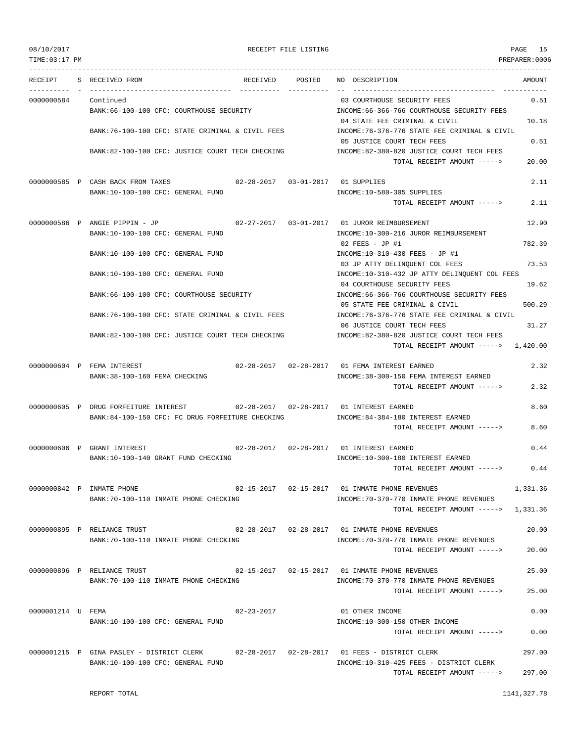| RECEIPT | S | RECEIVED FROM | RECEIVED | POSTED | NO | DESCRIPTION | AMOUNT |
|---|---|---|---|---|---|---|---|
| 0000000584 | | Continued | | | 03 | COURTHOUSE SECURITY FEES | 0.51 |
| | | BANK:66-100-100 CFC: COURTHOUSE SECURITY | | | | INCOME:66-366-766 COURTHOUSE SECURITY FEES | |
| | | | | | 04 | STATE FEE CRIMINAL & CIVIL | 10.18 |
| | | BANK:76-100-100 CFC: STATE CRIMINAL & CIVIL FEES | | | | INCOME:76-376-776 STATE FEE CRIMINAL & CIVIL | |
| | | | | | 05 | JUSTICE COURT TECH FEES | 0.51 |
| | | BANK:82-100-100 CFC: JUSTICE COURT TECH CHECKING | | | | INCOME:82-380-820 JUSTICE COURT TECH FEES | |
| | | | | | | TOTAL RECEIPT AMOUNT -----> | 20.00 |
| 0000000585 | P | CASH BACK FROM TAXES | 02-28-2017 | 03-01-2017 | 01 | SUPPLIES | 2.11 |
| | | BANK:10-100-100 CFC: GENERAL FUND | | | | INCOME:10-580-305 SUPPLIES | |
| | | | | | | TOTAL RECEIPT AMOUNT -----> | 2.11 |
| 0000000586 | P | ANGIE PIPPIN - JP | 02-27-2017 | 03-01-2017 | 01 | JUROR REIMBURSEMENT | 12.90 |
| | | BANK:10-100-100 CFC: GENERAL FUND | | | | INCOME:10-300-216 JUROR REIMBURSEMENT | |
| | | | | | 02 | FEES - JP #1 | 782.39 |
| | | BANK:10-100-100 CFC: GENERAL FUND | | | | INCOME:10-310-430 FEES - JP #1 | |
| | | | | | 03 | JP ATTY DELINQUENT COL FEES | 73.53 |
| | | BANK:10-100-100 CFC: GENERAL FUND | | | | INCOME:10-310-432 JP ATTY DELINQUENT COL FEES | |
| | | | | | 04 | COURTHOUSE SECURITY FEES | 19.62 |
| | | BANK:66-100-100 CFC: COURTHOUSE SECURITY | | | | INCOME:66-366-766 COURTHOUSE SECURITY FEES | |
| | | | | | 05 | STATE FEE CRIMINAL & CIVIL | 500.29 |
| | | BANK:76-100-100 CFC: STATE CRIMINAL & CIVIL FEES | | | | INCOME:76-376-776 STATE FEE CRIMINAL & CIVIL | |
| | | | | | 06 | JUSTICE COURT TECH FEES | 31.27 |
| | | BANK:82-100-100 CFC: JUSTICE COURT TECH CHECKING | | | | INCOME:82-380-820 JUSTICE COURT TECH FEES | |
| | | | | | | TOTAL RECEIPT AMOUNT -----> | 1,420.00 |
| 0000000604 | P | FEMA INTEREST | 02-28-2017 | 02-28-2017 | 01 | FEMA INTEREST EARNED | 2.32 |
| | | BANK:38-100-160 FEMA CHECKING | | | | INCOME:38-300-150 FEMA INTEREST EARNED | |
| | | | | | | TOTAL RECEIPT AMOUNT -----> | 2.32 |
| 0000000605 | P | DRUG FORFEITURE INTEREST | 02-28-2017 | 02-28-2017 | 01 | INTEREST EARNED | 8.60 |
| | | BANK:84-100-150 CFC: FC DRUG FORFEITURE CHECKING | | | | INCOME:84-384-180 INTEREST EARNED | |
| | | | | | | TOTAL RECEIPT AMOUNT -----> | 8.60 |
| 0000000606 | P | GRANT INTEREST | 02-28-2017 | 02-28-2017 | 01 | INTEREST EARNED | 0.44 |
| | | BANK:10-100-140 GRANT FUND CHECKING | | | | INCOME:10-300-180 INTEREST EARNED | |
| | | | | | | TOTAL RECEIPT AMOUNT -----> | 0.44 |
| 0000000842 | P | INMATE PHONE | 02-15-2017 | 02-15-2017 | 01 | INMATE PHONE REVENUES | 1,331.36 |
| | | BANK:70-100-110 INMATE PHONE CHECKING | | | | INCOME:70-370-770 INMATE PHONE REVENUES | |
| | | | | | | TOTAL RECEIPT AMOUNT -----> | 1,331.36 |
| 0000000895 | P | RELIANCE TRUST | 02-28-2017 | 02-28-2017 | 01 | INMATE PHONE REVENUES | 20.00 |
| | | BANK:70-100-110 INMATE PHONE CHECKING | | | | INCOME:70-370-770 INMATE PHONE REVENUES | |
| | | | | | | TOTAL RECEIPT AMOUNT -----> | 20.00 |
| 0000000896 | P | RELIANCE TRUST | 02-15-2017 | 02-15-2017 | 01 | INMATE PHONE REVENUES | 25.00 |
| | | BANK:70-100-110 INMATE PHONE CHECKING | | | | INCOME:70-370-770 INMATE PHONE REVENUES | |
| | | | | | | TOTAL RECEIPT AMOUNT -----> | 25.00 |
| 0000001214 | U | FEMA | 02-23-2017 | | 01 | OTHER INCOME | 0.00 |
| | | BANK:10-100-100 CFC: GENERAL FUND | | | | INCOME:10-300-150 OTHER INCOME | |
| | | | | | | TOTAL RECEIPT AMOUNT -----> | 0.00 |
| 0000001215 | P | GINA PASLEY - DISTRICT CLERK | 02-28-2017 | 02-28-2017 | 01 | FEES - DISTRICT CLERK | 297.00 |
| | | BANK:10-100-100 CFC: GENERAL FUND | | | | INCOME:10-310-425 FEES - DISTRICT CLERK | |
| | | | | | | TOTAL RECEIPT AMOUNT -----> | 297.00 |

REPORT TOTAL 1141,327.78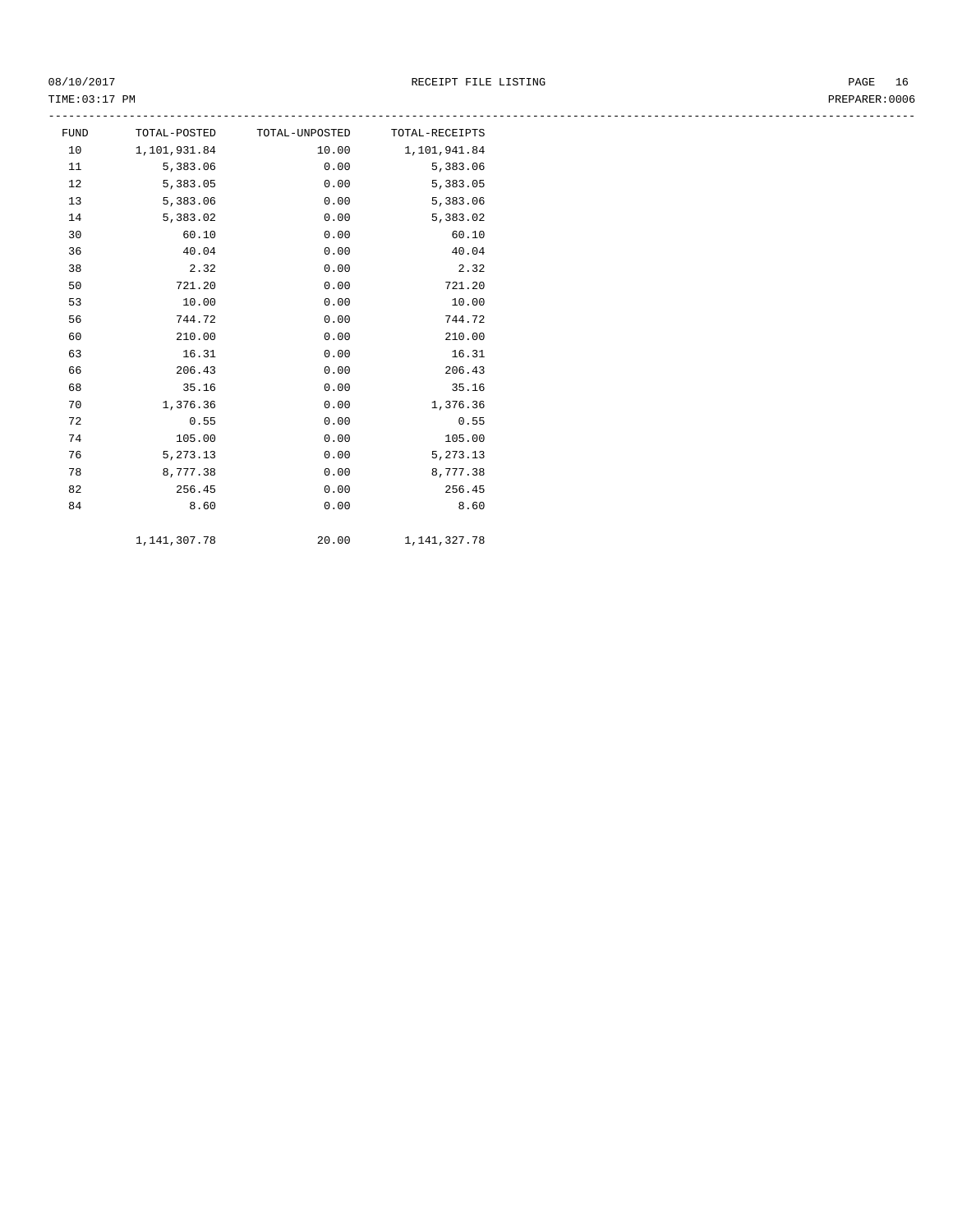08/10/2017 RECEIPT FILE LISTING

TIME:03:17 PM PREPARER:0006

| FUND | TOTAL-POSTED | TOTAL-UNPOSTED | TOTAL-RECEIPTS |
|---|---|---|---|
| 10 | 1,101,931.84 | 10.00 | 1,101,941.84 |
| 11 | 5,383.06 | 0.00 | 5,383.06 |
| 12 | 5,383.05 | 0.00 | 5,383.05 |
| 13 | 5,383.06 | 0.00 | 5,383.06 |
| 14 | 5,383.02 | 0.00 | 5,383.02 |
| 30 | 60.10 | 0.00 | 60.10 |
| 36 | 40.04 | 0.00 | 40.04 |
| 38 | 2.32 | 0.00 | 2.32 |
| 50 | 721.20 | 0.00 | 721.20 |
| 53 | 10.00 | 0.00 | 10.00 |
| 56 | 744.72 | 0.00 | 744.72 |
| 60 | 210.00 | 0.00 | 210.00 |
| 63 | 16.31 | 0.00 | 16.31 |
| 66 | 206.43 | 0.00 | 206.43 |
| 68 | 35.16 | 0.00 | 35.16 |
| 70 | 1,376.36 | 0.00 | 1,376.36 |
| 72 | 0.55 | 0.00 | 0.55 |
| 74 | 105.00 | 0.00 | 105.00 |
| 76 | 5,273.13 | 0.00 | 5,273.13 |
| 78 | 8,777.38 | 0.00 | 8,777.38 |
| 82 | 256.45 | 0.00 | 256.45 |
| 84 | 8.60 | 0.00 | 8.60 |
| | 1,141,307.78 | 20.00 | 1,141,327.78 |